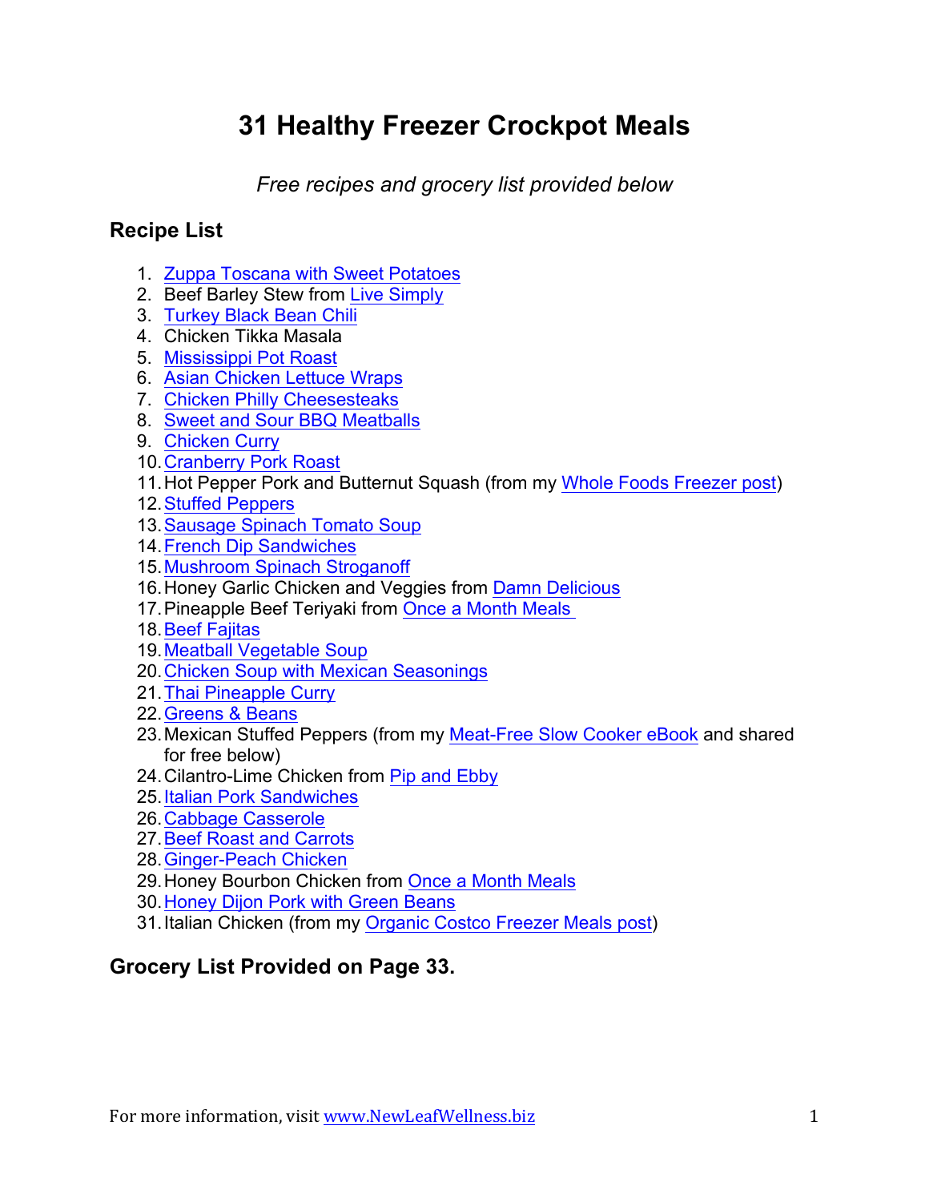# 31 Healthy Freezer Crockpot Meals

*Free recipes and grocery list provided below*

## Recipe List

1. Zuppa Toscana with Sweet Potatoes
2. Beef Barley Stew from Live Simply
3. Turkey Black Bean Chili
4. Chicken Tikka Masala
5. Mississippi Pot Roast
6. Asian Chicken Lettuce Wraps
7. Chicken Philly Cheesesteaks
8. Sweet and Sour BBQ Meatballs
9. Chicken Curry
10. Cranberry Pork Roast
11. Hot Pepper Pork and Butternut Squash (from my Whole Foods Freezer post)
12. Stuffed Peppers
13. Sausage Spinach Tomato Soup
14. French Dip Sandwiches
15. Mushroom Spinach Stroganoff
16. Honey Garlic Chicken and Veggies from Damn Delicious
17. Pineapple Beef Teriyaki from Once a Month Meals
18. Beef Fajitas
19. Meatball Vegetable Soup
20. Chicken Soup with Mexican Seasonings
21. Thai Pineapple Curry
22. Greens & Beans
23. Mexican Stuffed Peppers (from my Meat-Free Slow Cooker eBook and shared for free below)
24. Cilantro-Lime Chicken from Pip and Ebby
25. Italian Pork Sandwiches
26. Cabbage Casserole
27. Beef Roast and Carrots
28. Ginger-Peach Chicken
29. Honey Bourbon Chicken from Once a Month Meals
30. Honey Dijon Pork with Green Beans
31. Italian Chicken (from my Organic Costco Freezer Meals post)

## Grocery List Provided on Page 33.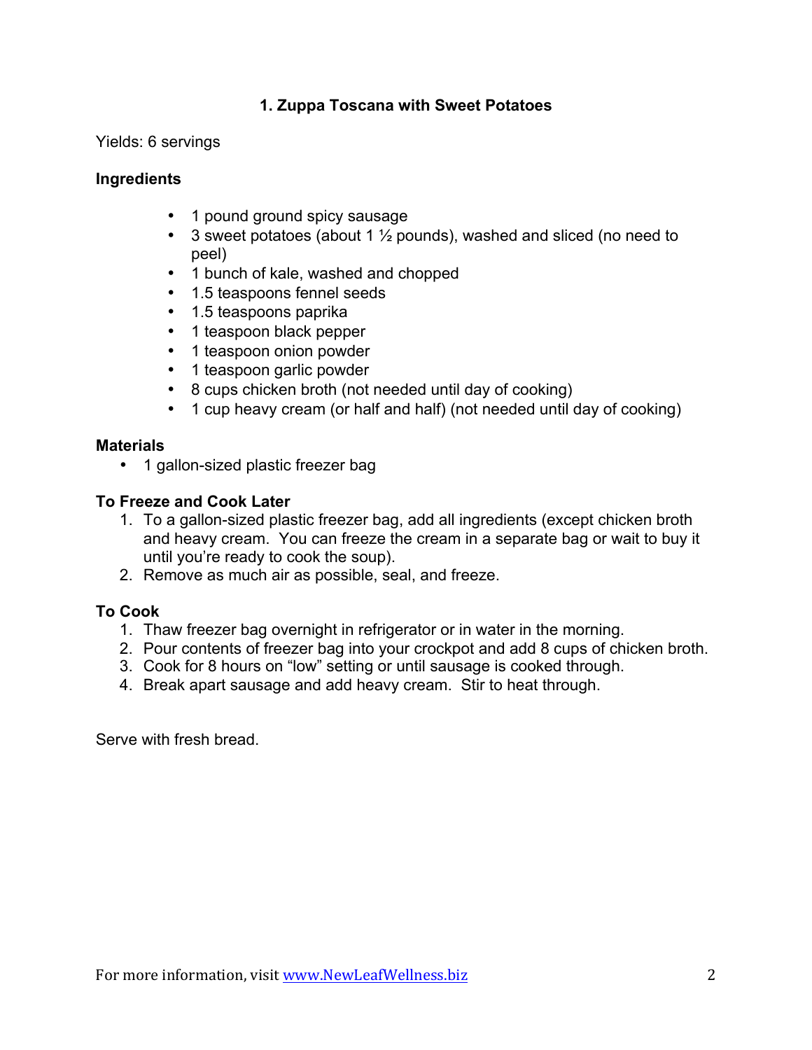## 1. Zuppa Toscana with Sweet Potatoes

Yields: 6 servings

**Ingredients**

- 1 pound ground spicy sausage
- 3 sweet potatoes (about 1 ½ pounds), washed and sliced (no need to peel)
- 1 bunch of kale, washed and chopped
- 1.5 teaspoons fennel seeds
- 1.5 teaspoons paprika
- 1 teaspoon black pepper
- 1 teaspoon onion powder
- 1 teaspoon garlic powder
- 8 cups chicken broth (not needed until day of cooking)
- 1 cup heavy cream (or half and half) (not needed until day of cooking)

**Materials**

- 1 gallon-sized plastic freezer bag

**To Freeze and Cook Later**

1. To a gallon-sized plastic freezer bag, add all ingredients (except chicken broth and heavy cream. You can freeze the cream in a separate bag or wait to buy it until you're ready to cook the soup).
2. Remove as much air as possible, seal, and freeze.

**To Cook**

1. Thaw freezer bag overnight in refrigerator or in water in the morning.
2. Pour contents of freezer bag into your crockpot and add 8 cups of chicken broth.
3. Cook for 8 hours on "low" setting or until sausage is cooked through.
4. Break apart sausage and add heavy cream. Stir to heat through.

Serve with fresh bread.

For more information, visit www.NewLeafWellness.biz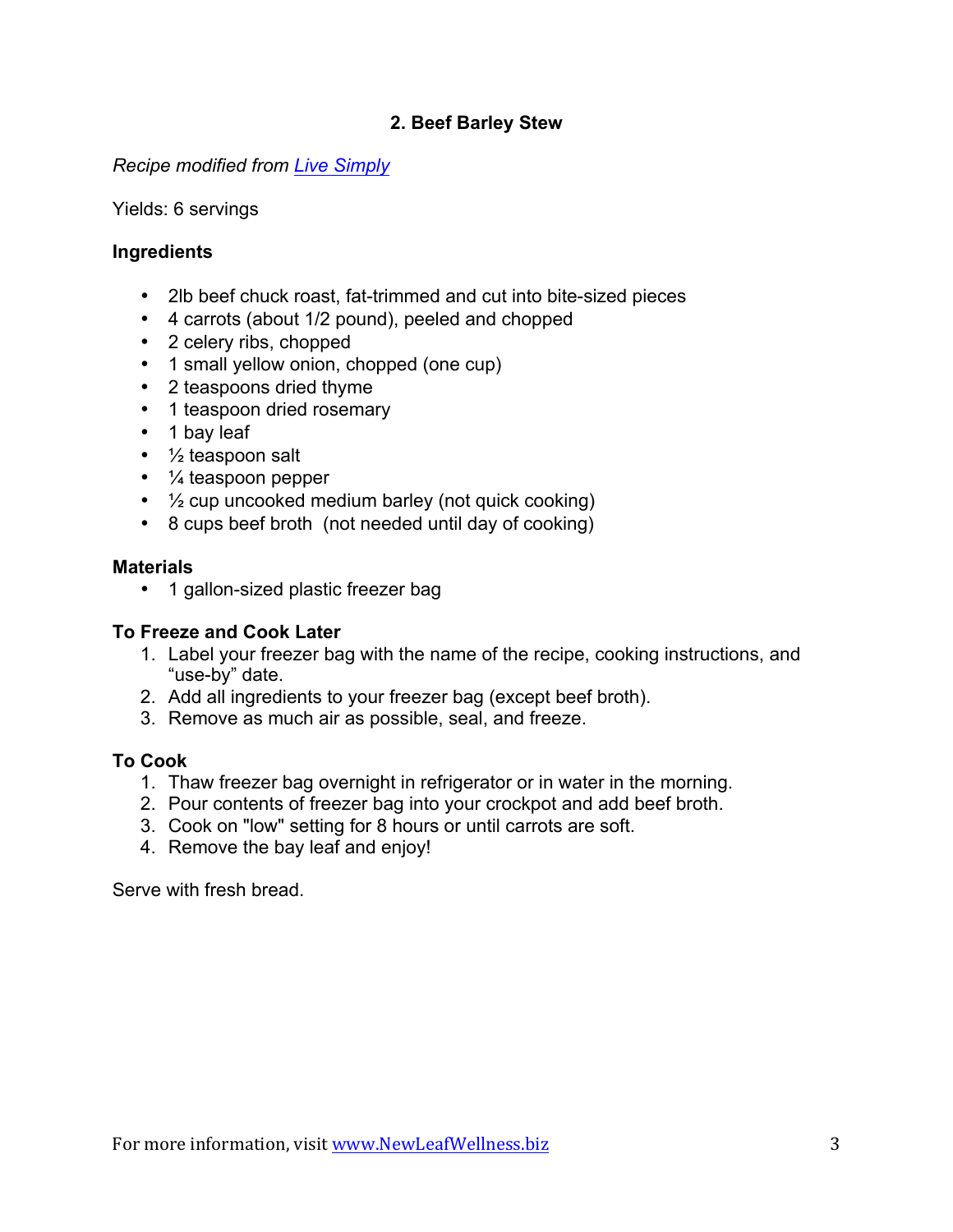## 2. Beef Barley Stew

*Recipe modified from [Live Simply](#)*

Yields: 6 servings

**Ingredients**

- 2lb beef chuck roast, fat-trimmed and cut into bite-sized pieces
- 4 carrots (about 1/2 pound), peeled and chopped
- 2 celery ribs, chopped
- 1 small yellow onion, chopped (one cup)
- 2 teaspoons dried thyme
- 1 teaspoon dried rosemary
- 1 bay leaf
- ½ teaspoon salt
- ¼ teaspoon pepper
- ½ cup uncooked medium barley (not quick cooking)
- 8 cups beef broth (not needed until day of cooking)

**Materials**

- 1 gallon-sized plastic freezer bag

**To Freeze and Cook Later**

1. Label your freezer bag with the name of the recipe, cooking instructions, and "use-by" date.
2. Add all ingredients to your freezer bag (except beef broth).
3. Remove as much air as possible, seal, and freeze.

**To Cook**

1. Thaw freezer bag overnight in refrigerator or in water in the morning.
2. Pour contents of freezer bag into your crockpot and add beef broth.
3. Cook on "low" setting for 8 hours or until carrots are soft.
4. Remove the bay leaf and enjoy!

Serve with fresh bread.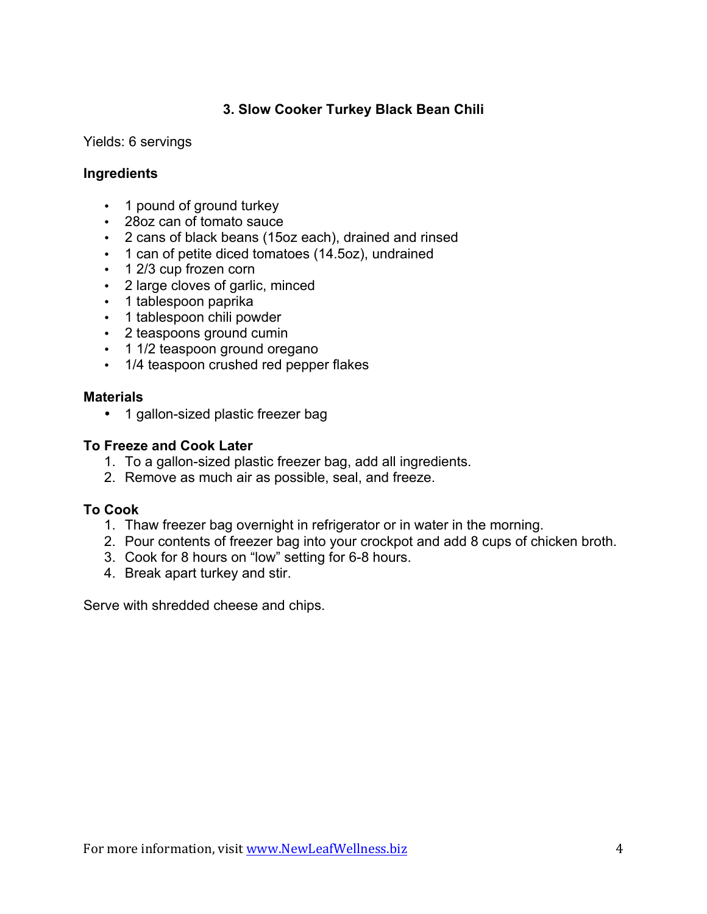### 3. Slow Cooker Turkey Black Bean Chili

Yields: 6 servings

**Ingredients**

- 1 pound of ground turkey
- 28oz can of tomato sauce
- 2 cans of black beans (15oz each), drained and rinsed
- 1 can of petite diced tomatoes (14.5oz), undrained
- 1 2/3 cup frozen corn
- 2 large cloves of garlic, minced
- 1 tablespoon paprika
- 1 tablespoon chili powder
- 2 teaspoons ground cumin
- 1 1/2 teaspoon ground oregano
- 1/4 teaspoon crushed red pepper flakes

**Materials**

- 1 gallon-sized plastic freezer bag

**To Freeze and Cook Later**

1. To a gallon-sized plastic freezer bag, add all ingredients.
2. Remove as much air as possible, seal, and freeze.

**To Cook**

1. Thaw freezer bag overnight in refrigerator or in water in the morning.
2. Pour contents of freezer bag into your crockpot and add 8 cups of chicken broth.
3. Cook for 8 hours on "low" setting for 6-8 hours.
4. Break apart turkey and stir.

Serve with shredded cheese and chips.

For more information, visit [www.NewLeafWellness.biz](http://www.NewLeafWellness.biz)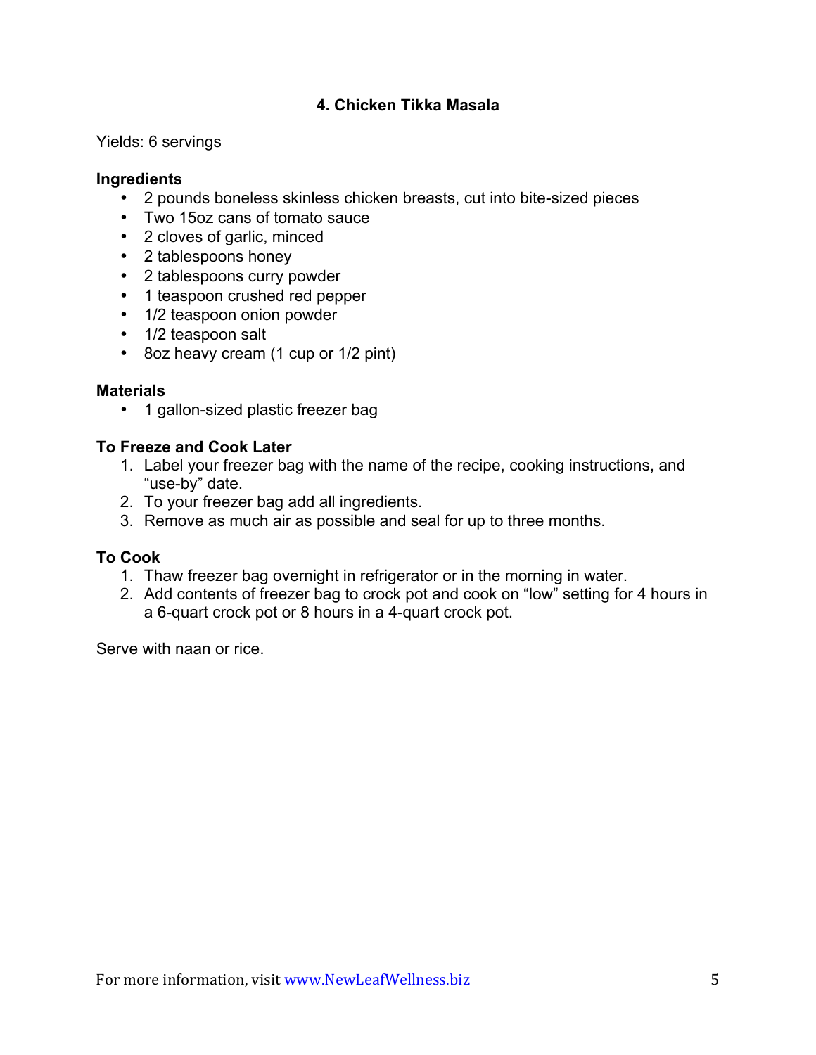## 4. Chicken Tikka Masala

Yields: 6 servings

**Ingredients**

- 2 pounds boneless skinless chicken breasts, cut into bite-sized pieces
- Two 15oz cans of tomato sauce
- 2 cloves of garlic, minced
- 2 tablespoons honey
- 2 tablespoons curry powder
- 1 teaspoon crushed red pepper
- 1/2 teaspoon onion powder
- 1/2 teaspoon salt
- 8oz heavy cream (1 cup or 1/2 pint)

**Materials**

- 1 gallon-sized plastic freezer bag

**To Freeze and Cook Later**

1. Label your freezer bag with the name of the recipe, cooking instructions, and "use-by" date.
2. To your freezer bag add all ingredients.
3. Remove as much air as possible and seal for up to three months.

**To Cook**

1. Thaw freezer bag overnight in refrigerator or in the morning in water.
2. Add contents of freezer bag to crock pot and cook on "low" setting for 4 hours in a 6-quart crock pot or 8 hours in a 4-quart crock pot.

Serve with naan or rice.

For more information, visit www.NewLeafWellness.biz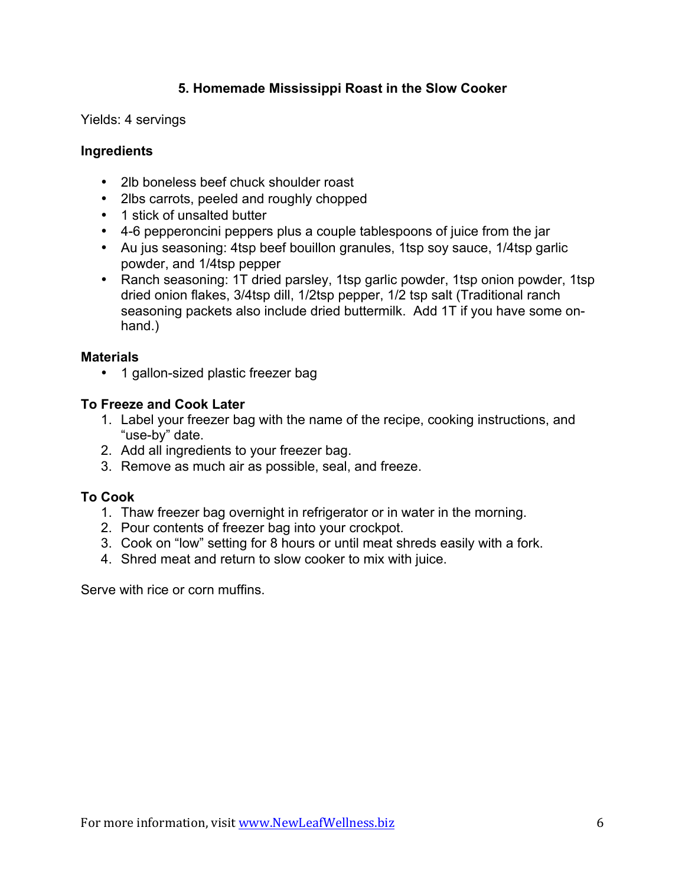## 5. Homemade Mississippi Roast in the Slow Cooker

Yields: 4 servings

**Ingredients**

- 2lb boneless beef chuck shoulder roast
- 2lbs carrots, peeled and roughly chopped
- 1 stick of unsalted butter
- 4-6 pepperoncini peppers plus a couple tablespoons of juice from the jar
- Au jus seasoning: 4tsp beef bouillon granules, 1tsp soy sauce, 1/4tsp garlic powder, and 1/4tsp pepper
- Ranch seasoning: 1T dried parsley, 1tsp garlic powder, 1tsp onion powder, 1tsp dried onion flakes, 3/4tsp dill, 1/2tsp pepper, 1/2 tsp salt (Traditional ranch seasoning packets also include dried buttermilk. Add 1T if you have some on-hand.)

**Materials**

- 1 gallon-sized plastic freezer bag

**To Freeze and Cook Later**

1. Label your freezer bag with the name of the recipe, cooking instructions, and "use-by" date.
2. Add all ingredients to your freezer bag.
3. Remove as much air as possible, seal, and freeze.

**To Cook**

1. Thaw freezer bag overnight in refrigerator or in water in the morning.
2. Pour contents of freezer bag into your crockpot.
3. Cook on "low" setting for 8 hours or until meat shreds easily with a fork.
4. Shred meat and return to slow cooker to mix with juice.

Serve with rice or corn muffins.

For more information, visit www.NewLeafWellness.biz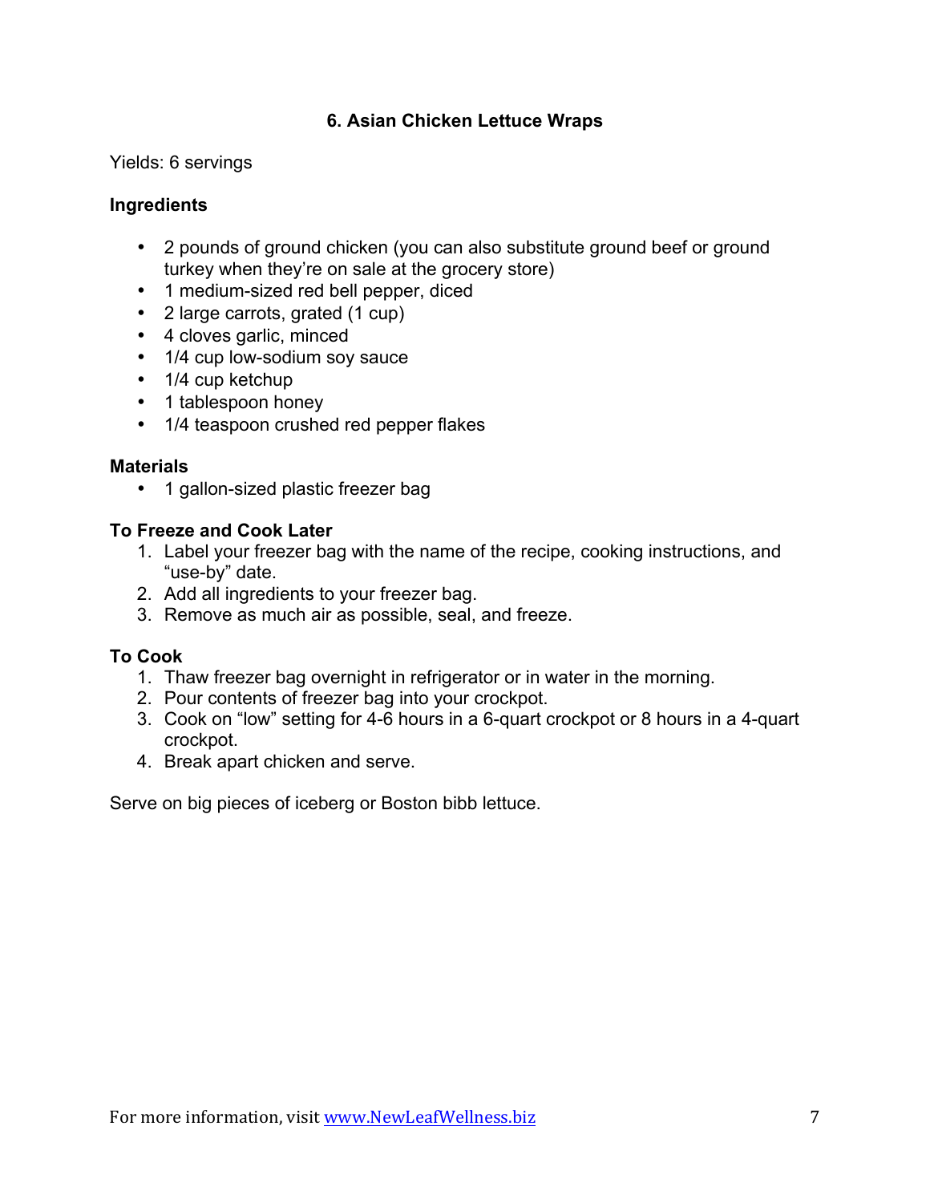## 6. Asian Chicken Lettuce Wraps

Yields: 6 servings

### Ingredients

- 2 pounds of ground chicken (you can also substitute ground beef or ground turkey when they're on sale at the grocery store)
- 1 medium-sized red bell pepper, diced
- 2 large carrots, grated (1 cup)
- 4 cloves garlic, minced
- 1/4 cup low-sodium soy sauce
- 1/4 cup ketchup
- 1 tablespoon honey
- 1/4 teaspoon crushed red pepper flakes

### Materials

- 1 gallon-sized plastic freezer bag

### To Freeze and Cook Later

1. Label your freezer bag with the name of the recipe, cooking instructions, and "use-by" date.
2. Add all ingredients to your freezer bag.
3. Remove as much air as possible, seal, and freeze.

### To Cook

1. Thaw freezer bag overnight in refrigerator or in water in the morning.
2. Pour contents of freezer bag into your crockpot.
3. Cook on "low" setting for 4-6 hours in a 6-quart crockpot or 8 hours in a 4-quart crockpot.
4. Break apart chicken and serve.

Serve on big pieces of iceberg or Boston bibb lettuce.

For more information, visit www.NewLeafWellness.biz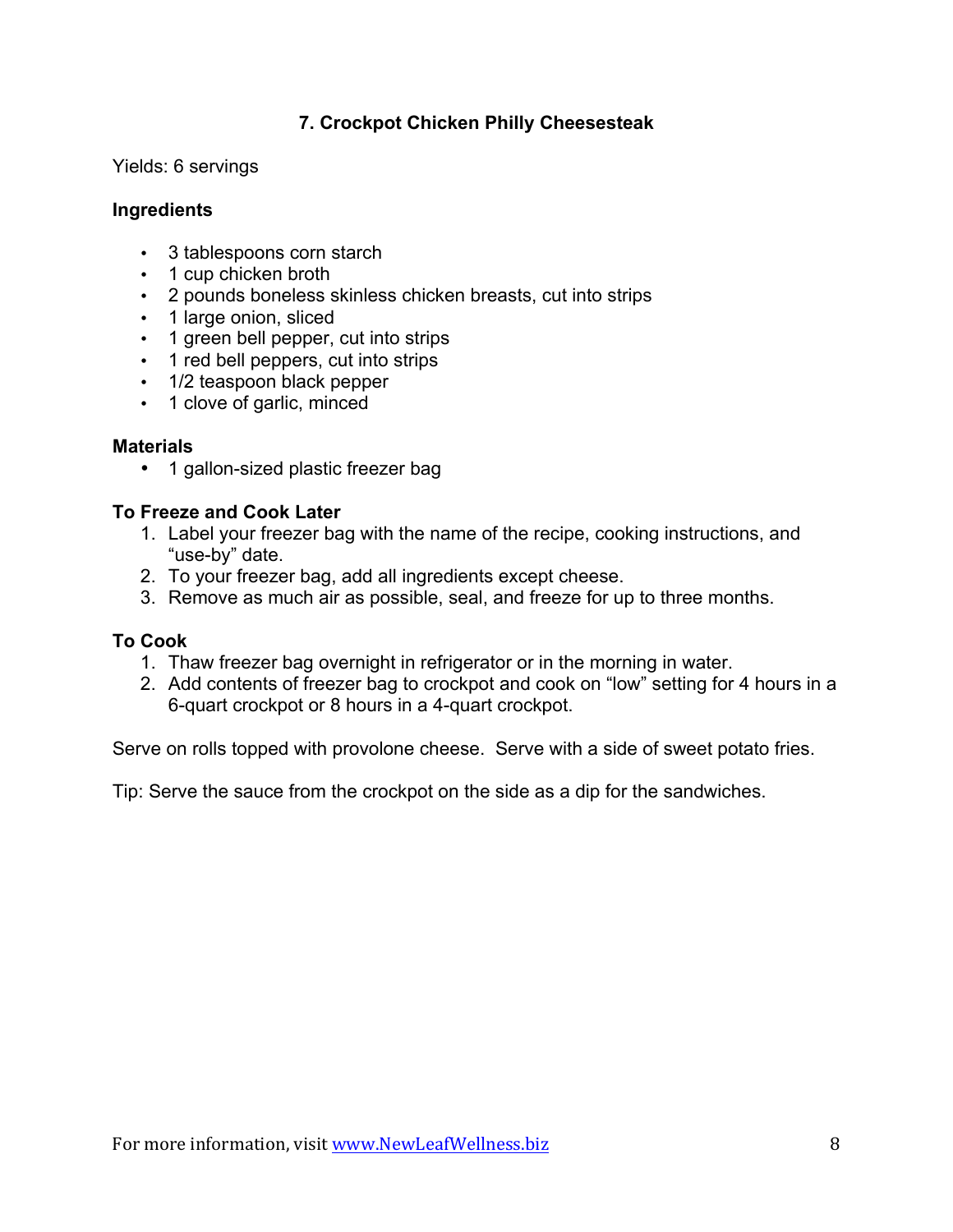## 7. Crockpot Chicken Philly Cheesesteak

Yields: 6 servings

**Ingredients**

- 3 tablespoons corn starch
- 1 cup chicken broth
- 2 pounds boneless skinless chicken breasts, cut into strips
- 1 large onion, sliced
- 1 green bell pepper, cut into strips
- 1 red bell peppers, cut into strips
- 1/2 teaspoon black pepper
- 1 clove of garlic, minced

**Materials**

- 1 gallon-sized plastic freezer bag

**To Freeze and Cook Later**

1. Label your freezer bag with the name of the recipe, cooking instructions, and "use-by" date.
2. To your freezer bag, add all ingredients except cheese.
3. Remove as much air as possible, seal, and freeze for up to three months.

**To Cook**

1. Thaw freezer bag overnight in refrigerator or in the morning in water.
2. Add contents of freezer bag to crockpot and cook on "low" setting for 4 hours in a 6-quart crockpot or 8 hours in a 4-quart crockpot.

Serve on rolls topped with provolone cheese. Serve with a side of sweet potato fries.

Tip: Serve the sauce from the crockpot on the side as a dip for the sandwiches.

For more information, visit www.NewLeafWellness.biz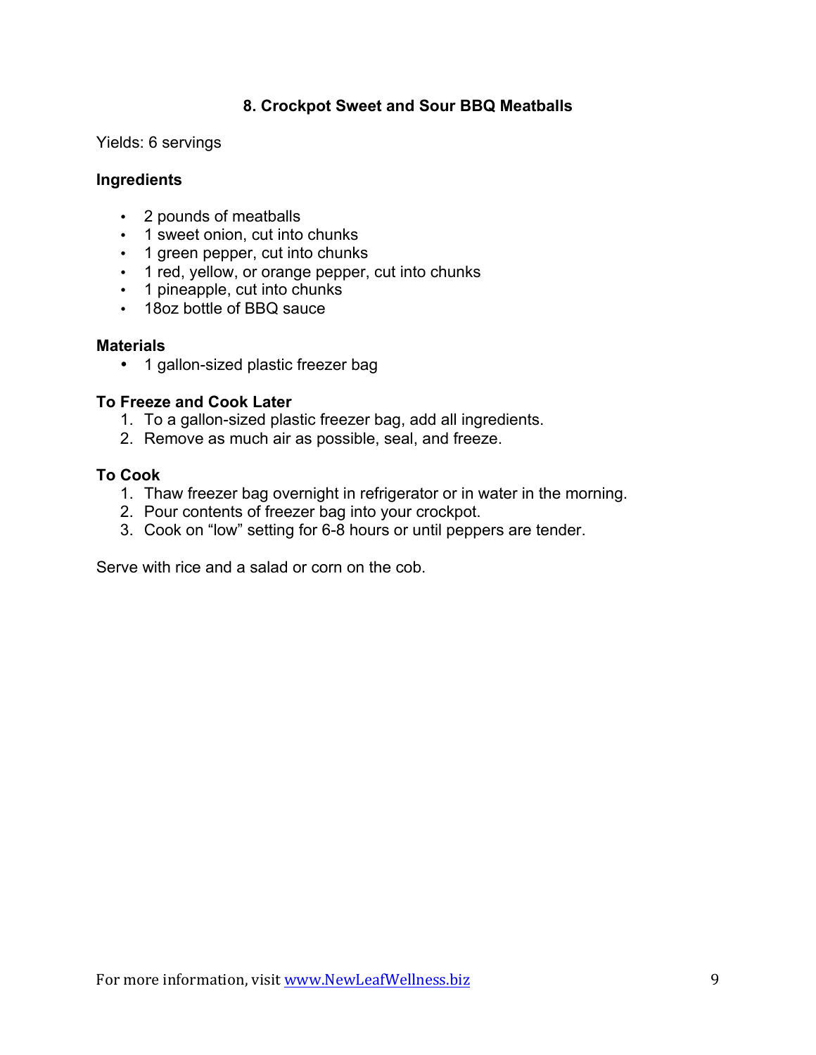## 8. Crockpot Sweet and Sour BBQ Meatballs

Yields: 6 servings

### Ingredients

- 2 pounds of meatballs
- 1 sweet onion, cut into chunks
- 1 green pepper, cut into chunks
- 1 red, yellow, or orange pepper, cut into chunks
- 1 pineapple, cut into chunks
- 18oz bottle of BBQ sauce

### Materials

- 1 gallon-sized plastic freezer bag

### To Freeze and Cook Later

1. To a gallon-sized plastic freezer bag, add all ingredients.
2. Remove as much air as possible, seal, and freeze.

### To Cook

1. Thaw freezer bag overnight in refrigerator or in water in the morning.
2. Pour contents of freezer bag into your crockpot.
3. Cook on "low" setting for 6-8 hours or until peppers are tender.

Serve with rice and a salad or corn on the cob.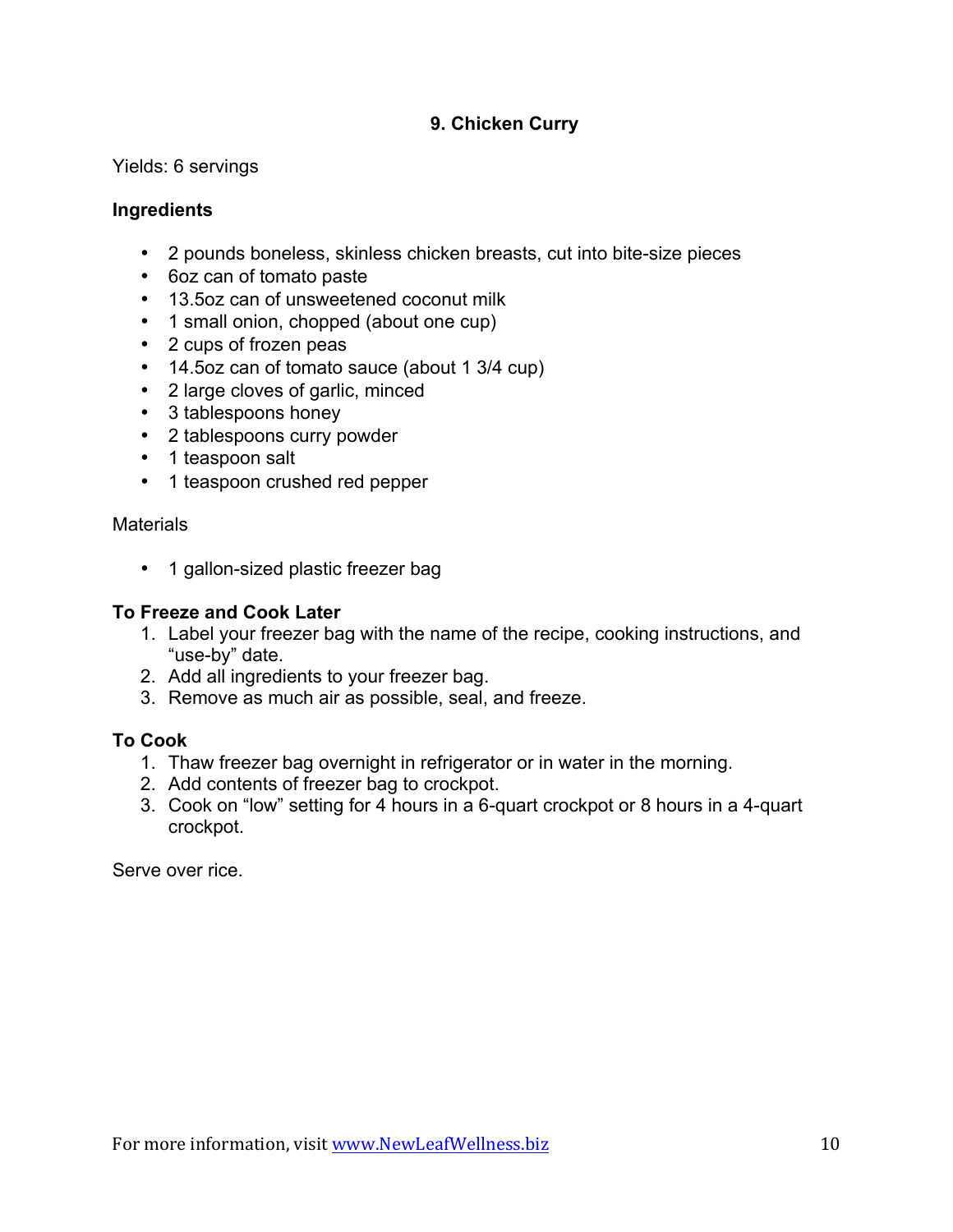## 9. Chicken Curry

Yields: 6 servings

**Ingredients**

- 2 pounds boneless, skinless chicken breasts, cut into bite-size pieces
- 6oz can of tomato paste
- 13.5oz can of unsweetened coconut milk
- 1 small onion, chopped (about one cup)
- 2 cups of frozen peas
- 14.5oz can of tomato sauce (about 1 3/4 cup)
- 2 large cloves of garlic, minced
- 3 tablespoons honey
- 2 tablespoons curry powder
- 1 teaspoon salt
- 1 teaspoon crushed red pepper

Materials

- 1 gallon-sized plastic freezer bag

**To Freeze and Cook Later**

1. Label your freezer bag with the name of the recipe, cooking instructions, and "use-by" date.
2. Add all ingredients to your freezer bag.
3. Remove as much air as possible, seal, and freeze.

**To Cook**

1. Thaw freezer bag overnight in refrigerator or in water in the morning.
2. Add contents of freezer bag to crockpot.
3. Cook on "low" setting for 4 hours in a 6-quart crockpot or 8 hours in a 4-quart crockpot.

Serve over rice.

For more information, visit www.NewLeafWellness.biz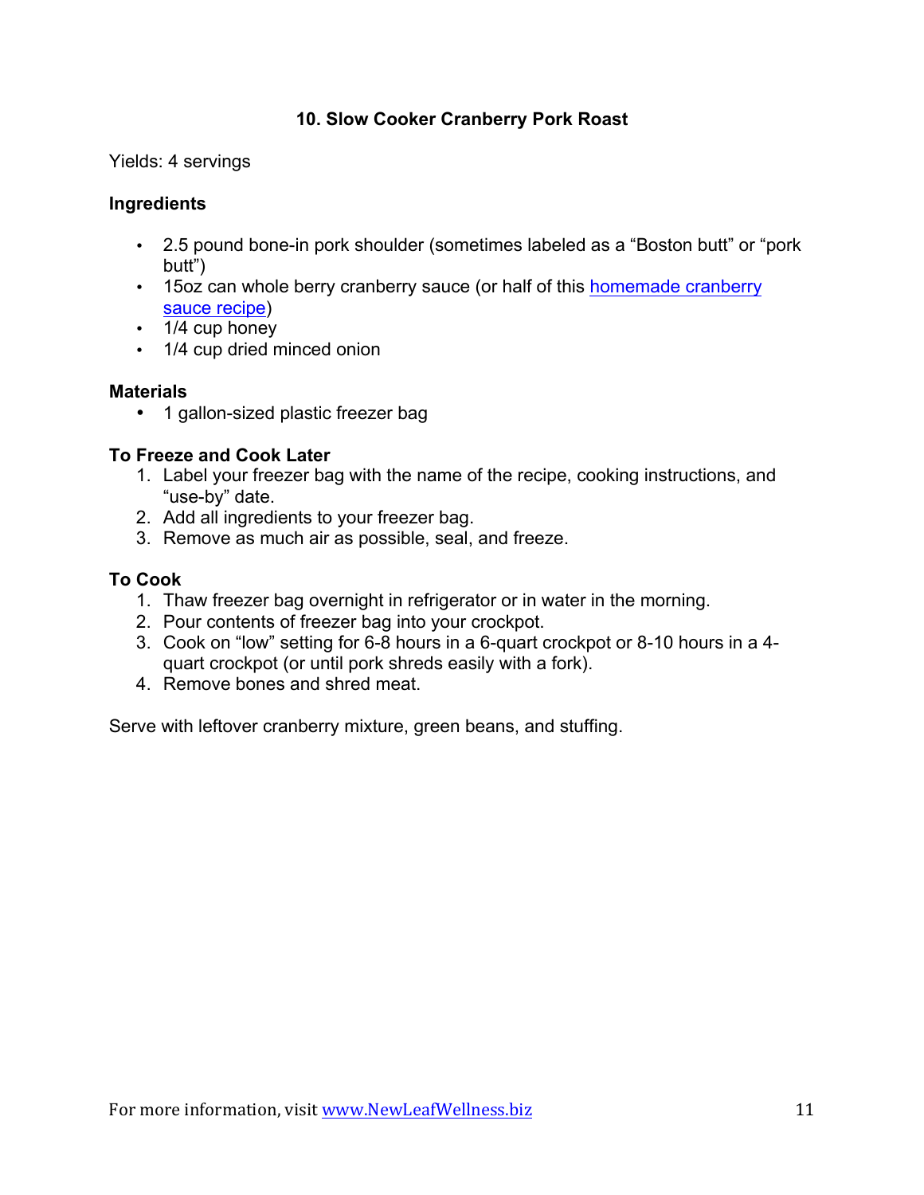## 10. Slow Cooker Cranberry Pork Roast

Yields: 4 servings

### Ingredients

- 2.5 pound bone-in pork shoulder (sometimes labeled as a "Boston butt" or "pork butt")
- 15oz can whole berry cranberry sauce (or half of this homemade cranberry sauce recipe)
- 1/4 cup honey
- 1/4 cup dried minced onion

### Materials

- 1 gallon-sized plastic freezer bag

### To Freeze and Cook Later

1. Label your freezer bag with the name of the recipe, cooking instructions, and "use-by" date.
2. Add all ingredients to your freezer bag.
3. Remove as much air as possible, seal, and freeze.

### To Cook

1. Thaw freezer bag overnight in refrigerator or in water in the morning.
2. Pour contents of freezer bag into your crockpot.
3. Cook on "low" setting for 6-8 hours in a 6-quart crockpot or 8-10 hours in a 4-quart crockpot (or until pork shreds easily with a fork).
4. Remove bones and shred meat.

Serve with leftover cranberry mixture, green beans, and stuffing.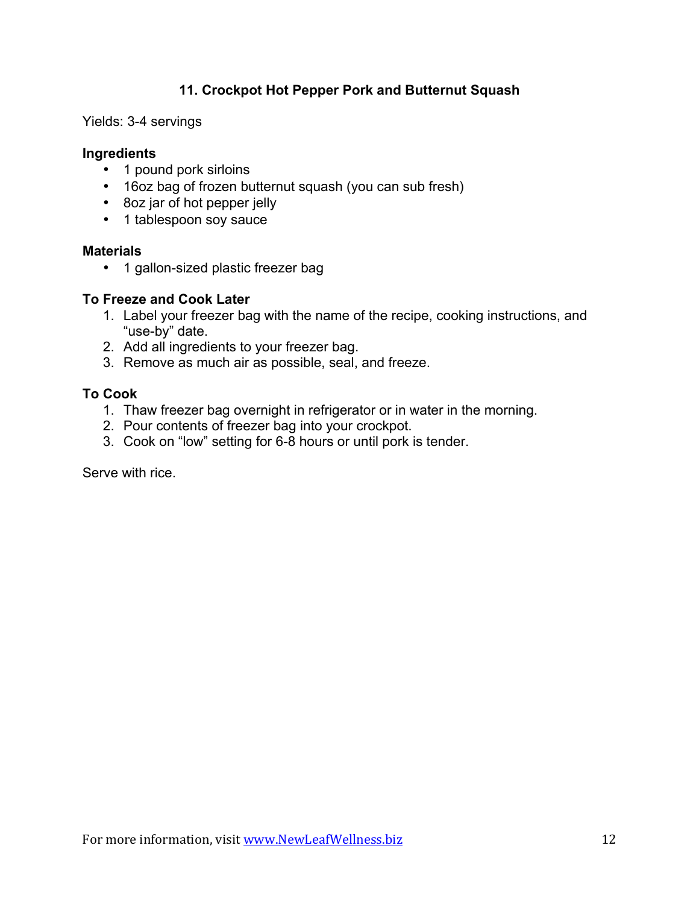## 11. Crockpot Hot Pepper Pork and Butternut Squash

Yields: 3-4 servings

**Ingredients**

- 1 pound pork sirloins
- 16oz bag of frozen butternut squash (you can sub fresh)
- 8oz jar of hot pepper jelly
- 1 tablespoon soy sauce

**Materials**

- 1 gallon-sized plastic freezer bag

**To Freeze and Cook Later**

1. Label your freezer bag with the name of the recipe, cooking instructions, and "use-by" date.
2. Add all ingredients to your freezer bag.
3. Remove as much air as possible, seal, and freeze.

**To Cook**

1. Thaw freezer bag overnight in refrigerator or in water in the morning.
2. Pour contents of freezer bag into your crockpot.
3. Cook on "low" setting for 6-8 hours or until pork is tender.

Serve with rice.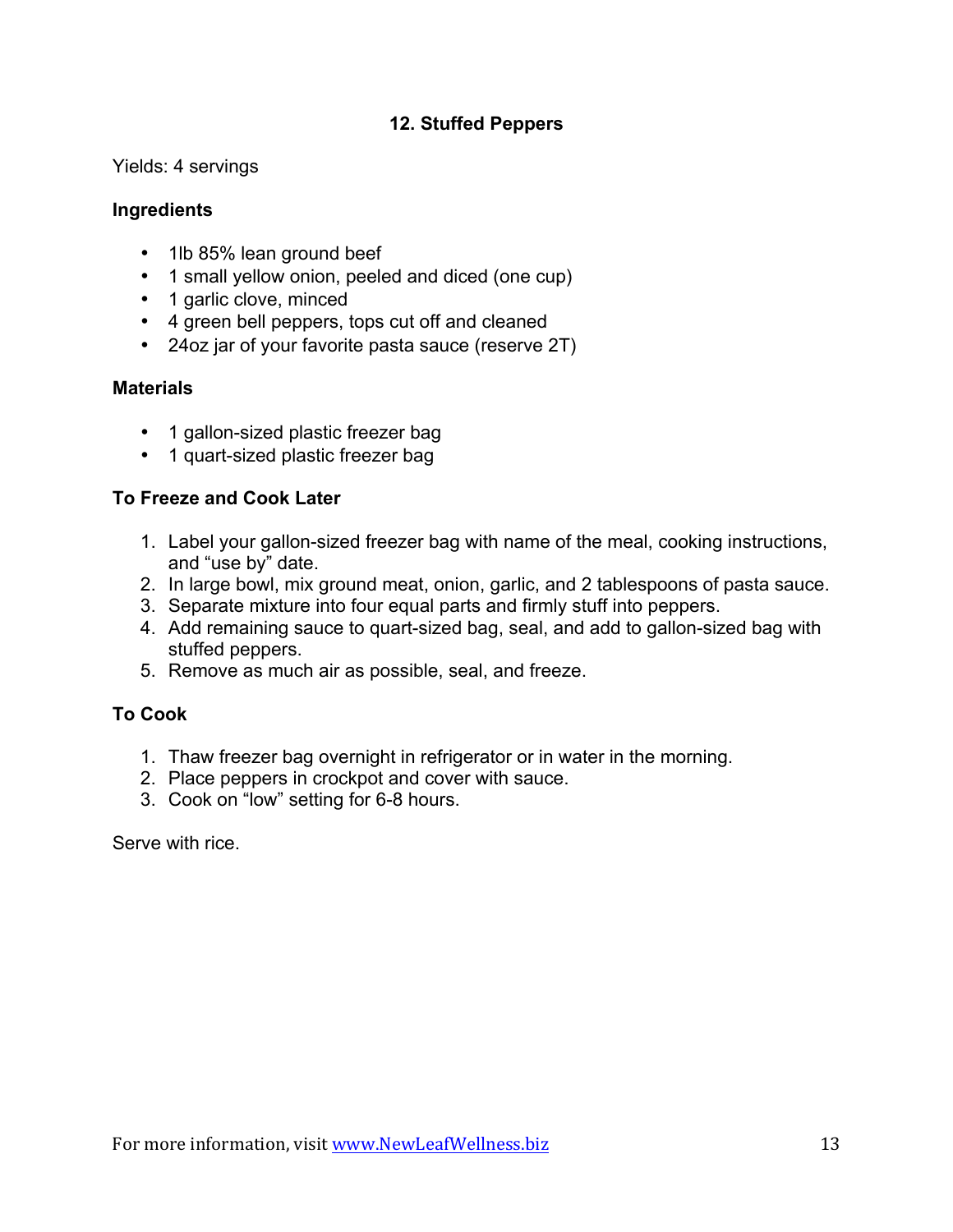### 12. Stuffed Peppers

Yields: 4 servings

**Ingredients**

- 1lb 85% lean ground beef
- 1 small yellow onion, peeled and diced (one cup)
- 1 garlic clove, minced
- 4 green bell peppers, tops cut off and cleaned
- 24oz jar of your favorite pasta sauce (reserve 2T)

**Materials**

- 1 gallon-sized plastic freezer bag
- 1 quart-sized plastic freezer bag

**To Freeze and Cook Later**

1. Label your gallon-sized freezer bag with name of the meal, cooking instructions, and "use by" date.
2. In large bowl, mix ground meat, onion, garlic, and 2 tablespoons of pasta sauce.
3. Separate mixture into four equal parts and firmly stuff into peppers.
4. Add remaining sauce to quart-sized bag, seal, and add to gallon-sized bag with stuffed peppers.
5. Remove as much air as possible, seal, and freeze.

**To Cook**

1. Thaw freezer bag overnight in refrigerator or in water in the morning.
2. Place peppers in crockpot and cover with sauce.
3. Cook on "low" setting for 6-8 hours.

Serve with rice.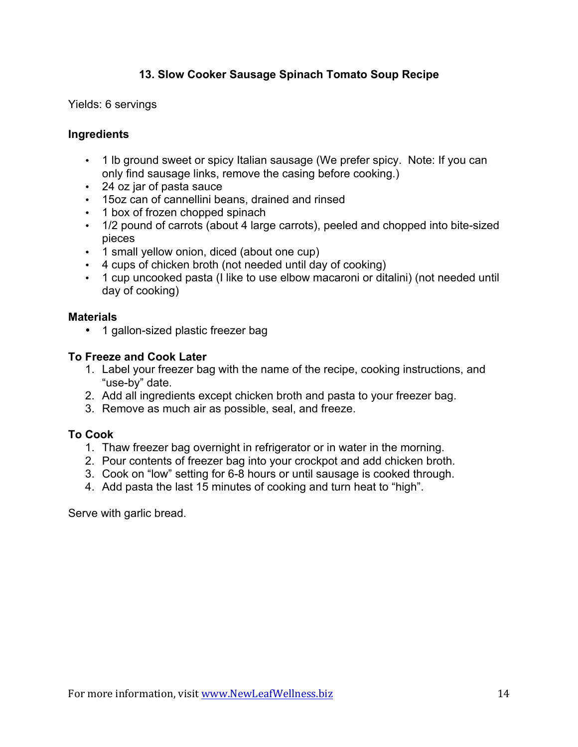## 13. Slow Cooker Sausage Spinach Tomato Soup Recipe

Yields: 6 servings

**Ingredients**

- 1 lb ground sweet or spicy Italian sausage (We prefer spicy. Note: If you can only find sausage links, remove the casing before cooking.)
- 24 oz jar of pasta sauce
- 15oz can of cannellini beans, drained and rinsed
- 1 box of frozen chopped spinach
- 1/2 pound of carrots (about 4 large carrots), peeled and chopped into bite-sized pieces
- 1 small yellow onion, diced (about one cup)
- 4 cups of chicken broth (not needed until day of cooking)
- 1 cup uncooked pasta (I like to use elbow macaroni or ditalini) (not needed until day of cooking)

**Materials**

- 1 gallon-sized plastic freezer bag

**To Freeze and Cook Later**

1. Label your freezer bag with the name of the recipe, cooking instructions, and "use-by" date.
2. Add all ingredients except chicken broth and pasta to your freezer bag.
3. Remove as much air as possible, seal, and freeze.

**To Cook**

1. Thaw freezer bag overnight in refrigerator or in water in the morning.
2. Pour contents of freezer bag into your crockpot and add chicken broth.
3. Cook on "low" setting for 6-8 hours or until sausage is cooked through.
4. Add pasta the last 15 minutes of cooking and turn heat to "high".

Serve with garlic bread.

For more information, visit www.NewLeafWellness.biz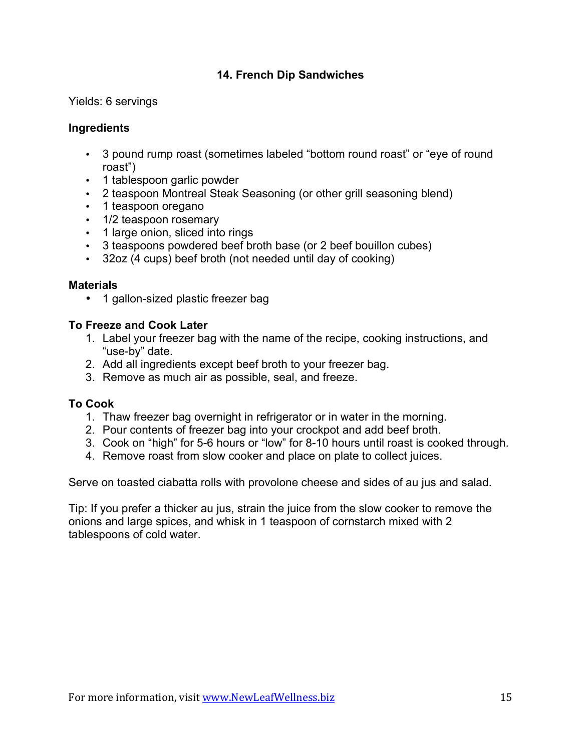## 14. French Dip Sandwiches

Yields: 6 servings

### Ingredients

- 3 pound rump roast (sometimes labeled "bottom round roast" or "eye of round roast")
- 1 tablespoon garlic powder
- 2 teaspoon Montreal Steak Seasoning (or other grill seasoning blend)
- 1 teaspoon oregano
- 1/2 teaspoon rosemary
- 1 large onion, sliced into rings
- 3 teaspoons powdered beef broth base (or 2 beef bouillon cubes)
- 32oz (4 cups) beef broth (not needed until day of cooking)

### Materials

- 1 gallon-sized plastic freezer bag

### To Freeze and Cook Later

1. Label your freezer bag with the name of the recipe, cooking instructions, and "use-by" date.
2. Add all ingredients except beef broth to your freezer bag.
3. Remove as much air as possible, seal, and freeze.

### To Cook

1. Thaw freezer bag overnight in refrigerator or in water in the morning.
2. Pour contents of freezer bag into your crockpot and add beef broth.
3. Cook on "high" for 5-6 hours or "low" for 8-10 hours until roast is cooked through.
4. Remove roast from slow cooker and place on plate to collect juices.

Serve on toasted ciabatta rolls with provolone cheese and sides of au jus and salad.

Tip: If you prefer a thicker au jus, strain the juice from the slow cooker to remove the onions and large spices, and whisk in 1 teaspoon of cornstarch mixed with 2 tablespoons of cold water.

For more information, visit www.NewLeafWellness.biz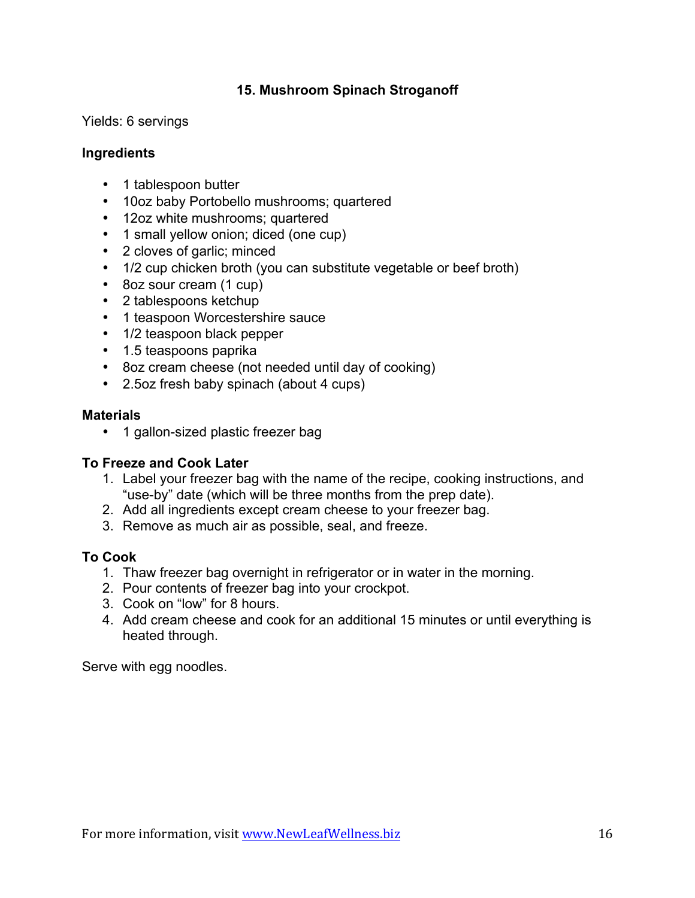## 15. Mushroom Spinach Stroganoff

Yields: 6 servings

### Ingredients

- 1 tablespoon butter
- 10oz baby Portobello mushrooms; quartered
- 12oz white mushrooms; quartered
- 1 small yellow onion; diced (one cup)
- 2 cloves of garlic; minced
- 1/2 cup chicken broth (you can substitute vegetable or beef broth)
- 8oz sour cream (1 cup)
- 2 tablespoons ketchup
- 1 teaspoon Worcestershire sauce
- 1/2 teaspoon black pepper
- 1.5 teaspoons paprika
- 8oz cream cheese (not needed until day of cooking)
- 2.5oz fresh baby spinach (about 4 cups)

### Materials

- 1 gallon-sized plastic freezer bag

### To Freeze and Cook Later

1. Label your freezer bag with the name of the recipe, cooking instructions, and "use-by" date (which will be three months from the prep date).
2. Add all ingredients except cream cheese to your freezer bag.
3. Remove as much air as possible, seal, and freeze.

### To Cook

1. Thaw freezer bag overnight in refrigerator or in water in the morning.
2. Pour contents of freezer bag into your crockpot.
3. Cook on "low" for 8 hours.
4. Add cream cheese and cook for an additional 15 minutes or until everything is heated through.

Serve with egg noodles.

For more information, visit www.NewLeafWellness.biz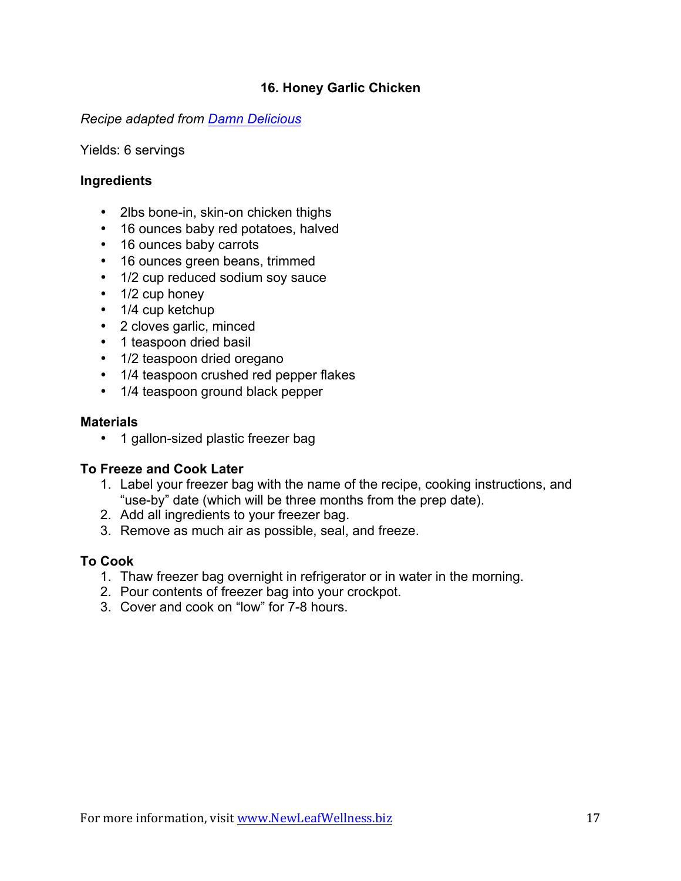## 16. Honey Garlic Chicken

*Recipe adapted from [Damn Delicious]*

Yields: 6 servings

**Ingredients**

- 2lbs bone-in, skin-on chicken thighs
- 16 ounces baby red potatoes, halved
- 16 ounces baby carrots
- 16 ounces green beans, trimmed
- 1/2 cup reduced sodium soy sauce
- 1/2 cup honey
- 1/4 cup ketchup
- 2 cloves garlic, minced
- 1 teaspoon dried basil
- 1/2 teaspoon dried oregano
- 1/4 teaspoon crushed red pepper flakes
- 1/4 teaspoon ground black pepper

**Materials**

- 1 gallon-sized plastic freezer bag

**To Freeze and Cook Later**

1. Label your freezer bag with the name of the recipe, cooking instructions, and "use-by" date (which will be three months from the prep date).
2. Add all ingredients to your freezer bag.
3. Remove as much air as possible, seal, and freeze.

**To Cook**

1. Thaw freezer bag overnight in refrigerator or in water in the morning.
2. Pour contents of freezer bag into your crockpot.
3. Cover and cook on "low" for 7-8 hours.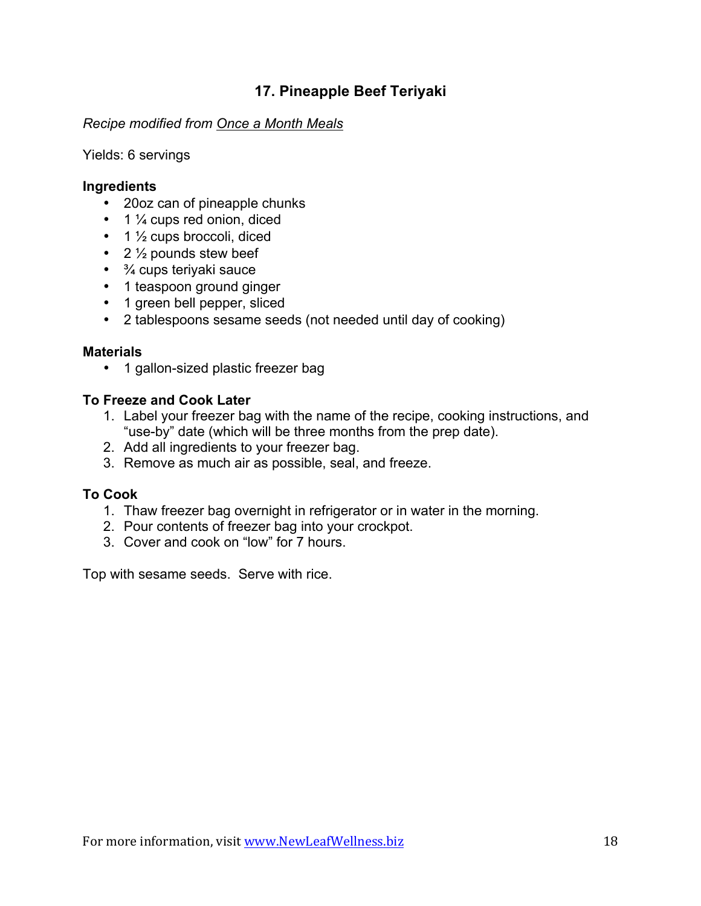## 17. Pineapple Beef Teriyaki

*Recipe modified from Once a Month Meals*

Yields: 6 servings

**Ingredients**

- 20oz can of pineapple chunks
- 1 ¼ cups red onion, diced
- 1 ½ cups broccoli, diced
- 2 ½ pounds stew beef
- ¾ cups teriyaki sauce
- 1 teaspoon ground ginger
- 1 green bell pepper, sliced
- 2 tablespoons sesame seeds (not needed until day of cooking)

**Materials**

- 1 gallon-sized plastic freezer bag

**To Freeze and Cook Later**

1. Label your freezer bag with the name of the recipe, cooking instructions, and "use-by" date (which will be three months from the prep date).
2. Add all ingredients to your freezer bag.
3. Remove as much air as possible, seal, and freeze.

**To Cook**

1. Thaw freezer bag overnight in refrigerator or in water in the morning.
2. Pour contents of freezer bag into your crockpot.
3. Cover and cook on "low" for 7 hours.

Top with sesame seeds. Serve with rice.

For more information, visit www.NewLeafWellness.biz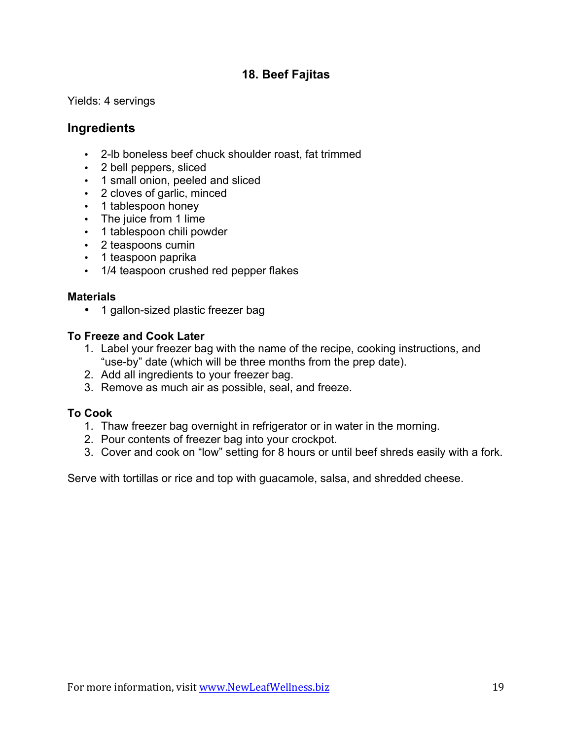## 18. Beef Fajitas

Yields: 4 servings

### Ingredients

- 2-lb boneless beef chuck shoulder roast, fat trimmed
- 2 bell peppers, sliced
- 1 small onion, peeled and sliced
- 2 cloves of garlic, minced
- 1 tablespoon honey
- The juice from 1 lime
- 1 tablespoon chili powder
- 2 teaspoons cumin
- 1 teaspoon paprika
- 1/4 teaspoon crushed red pepper flakes

**Materials**

- 1 gallon-sized plastic freezer bag

**To Freeze and Cook Later**

1. Label your freezer bag with the name of the recipe, cooking instructions, and "use-by" date (which will be three months from the prep date).
2. Add all ingredients to your freezer bag.
3. Remove as much air as possible, seal, and freeze.

**To Cook**

1. Thaw freezer bag overnight in refrigerator or in water in the morning.
2. Pour contents of freezer bag into your crockpot.
3. Cover and cook on "low" setting for 8 hours or until beef shreds easily with a fork.

Serve with tortillas or rice and top with guacamole, salsa, and shredded cheese.

For more information, visit www.NewLeafWellness.biz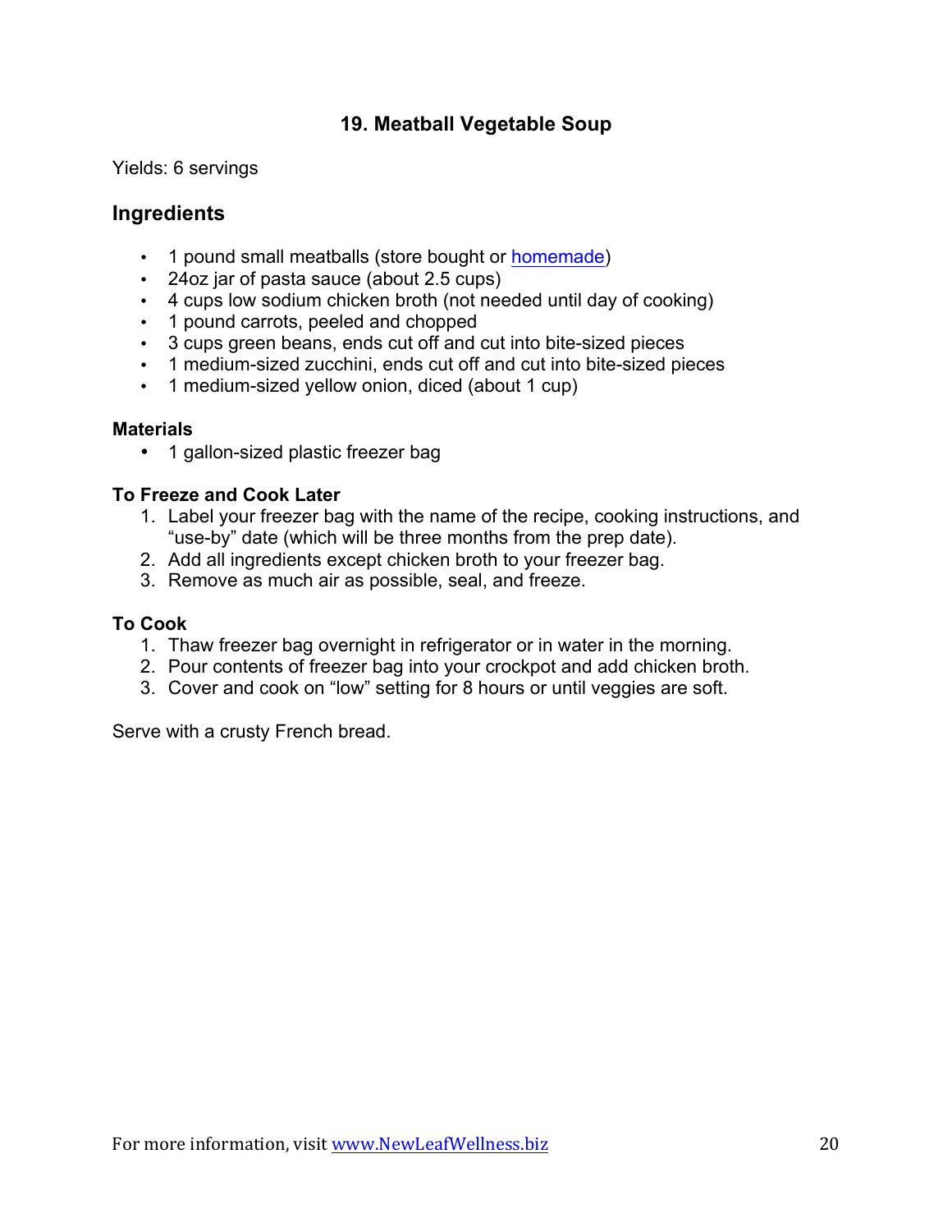## 19. Meatball Vegetable Soup

Yields: 6 servings

### Ingredients

- 1 pound small meatballs (store bought or homemade)
- 24oz jar of pasta sauce (about 2.5 cups)
- 4 cups low sodium chicken broth (not needed until day of cooking)
- 1 pound carrots, peeled and chopped
- 3 cups green beans, ends cut off and cut into bite-sized pieces
- 1 medium-sized zucchini, ends cut off and cut into bite-sized pieces
- 1 medium-sized yellow onion, diced (about 1 cup)

**Materials**

- 1 gallon-sized plastic freezer bag

**To Freeze and Cook Later**

1. Label your freezer bag with the name of the recipe, cooking instructions, and “use-by” date (which will be three months from the prep date).
2. Add all ingredients except chicken broth to your freezer bag.
3. Remove as much air as possible, seal, and freeze.

**To Cook**

1. Thaw freezer bag overnight in refrigerator or in water in the morning.
2. Pour contents of freezer bag into your crockpot and add chicken broth.
3. Cover and cook on “low” setting for 8 hours or until veggies are soft.

Serve with a crusty French bread.

For more information, visit www.NewLeafWellness.biz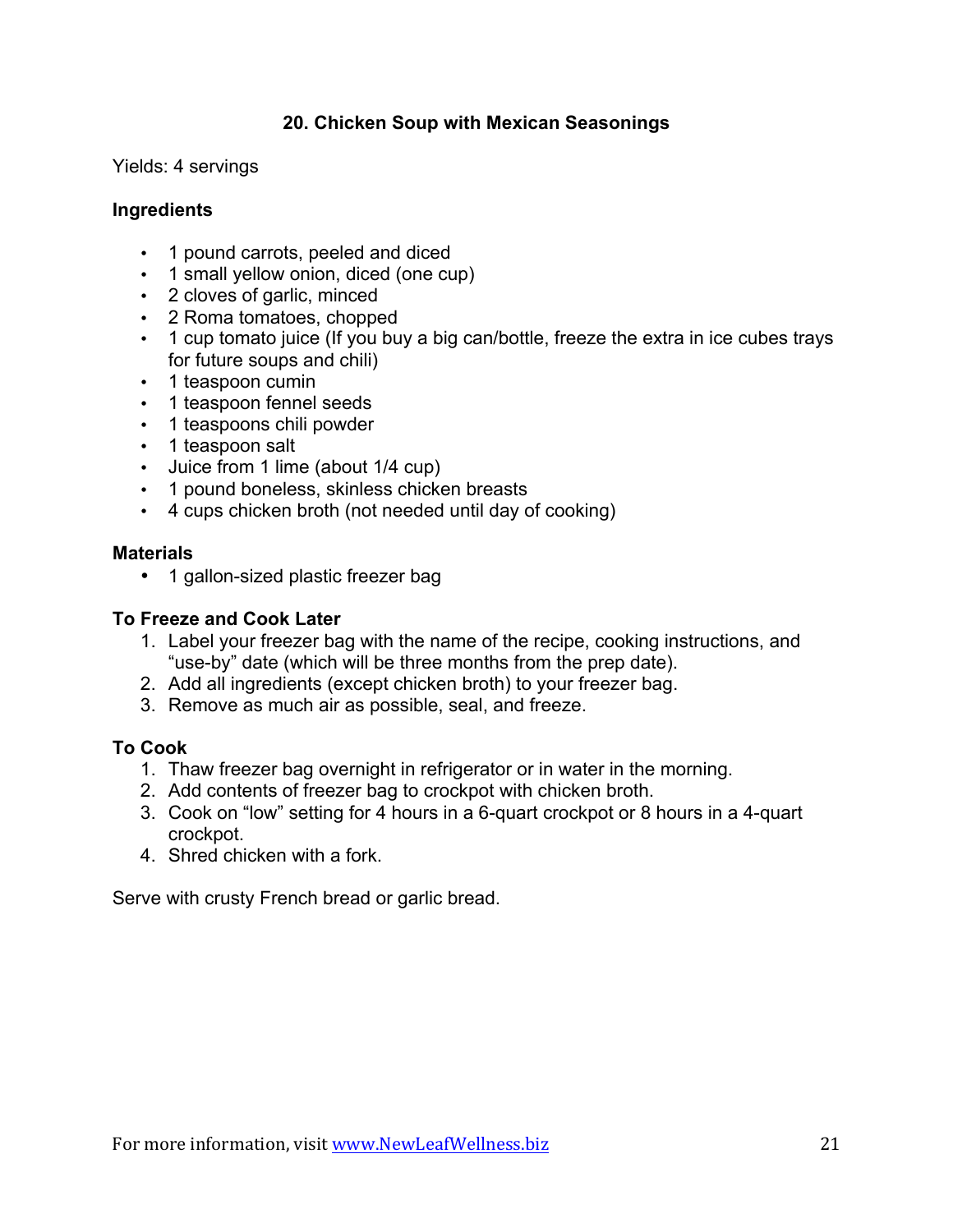## 20. Chicken Soup with Mexican Seasonings

Yields: 4 servings

### Ingredients

- 1 pound carrots, peeled and diced
- 1 small yellow onion, diced (one cup)
- 2 cloves of garlic, minced
- 2 Roma tomatoes, chopped
- 1 cup tomato juice (If you buy a big can/bottle, freeze the extra in ice cubes trays for future soups and chili)
- 1 teaspoon cumin
- 1 teaspoon fennel seeds
- 1 teaspoons chili powder
- 1 teaspoon salt
- Juice from 1 lime (about 1/4 cup)
- 1 pound boneless, skinless chicken breasts
- 4 cups chicken broth (not needed until day of cooking)

### Materials

- 1 gallon-sized plastic freezer bag

### To Freeze and Cook Later

1. Label your freezer bag with the name of the recipe, cooking instructions, and "use-by" date (which will be three months from the prep date).
2. Add all ingredients (except chicken broth) to your freezer bag.
3. Remove as much air as possible, seal, and freeze.

### To Cook

1. Thaw freezer bag overnight in refrigerator or in water in the morning.
2. Add contents of freezer bag to crockpot with chicken broth.
3. Cook on "low" setting for 4 hours in a 6-quart crockpot or 8 hours in a 4-quart crockpot.
4. Shred chicken with a fork.

Serve with crusty French bread or garlic bread.

For more information, visit www.NewLeafWellness.biz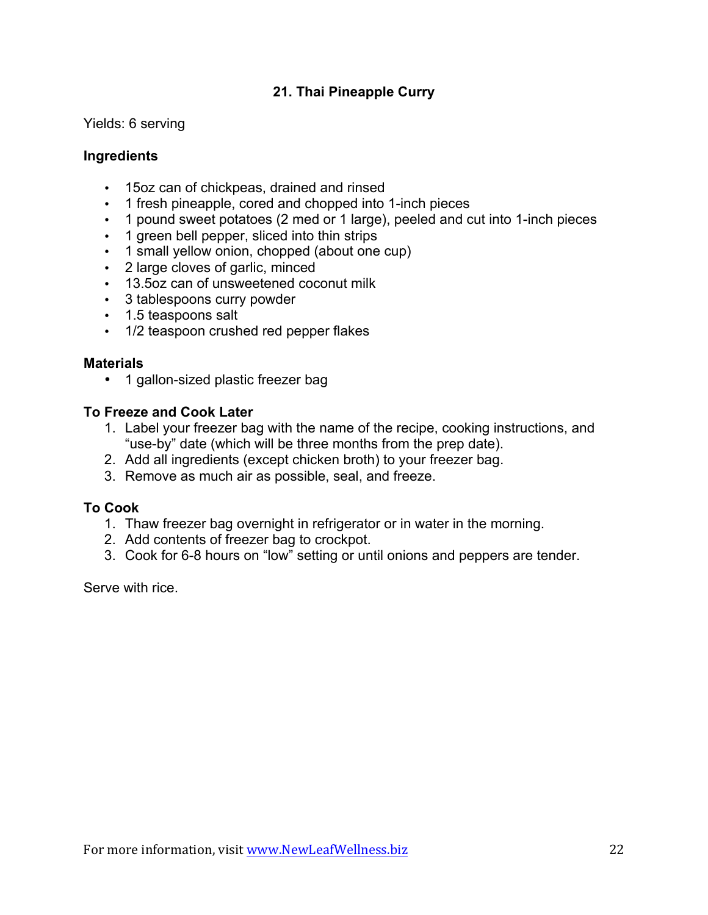## 21. Thai Pineapple Curry

Yields: 6 serving

### Ingredients

- 15oz can of chickpeas, drained and rinsed
- 1 fresh pineapple, cored and chopped into 1-inch pieces
- 1 pound sweet potatoes (2 med or 1 large), peeled and cut into 1-inch pieces
- 1 green bell pepper, sliced into thin strips
- 1 small yellow onion, chopped (about one cup)
- 2 large cloves of garlic, minced
- 13.5oz can of unsweetened coconut milk
- 3 tablespoons curry powder
- 1.5 teaspoons salt
- 1/2 teaspoon crushed red pepper flakes

### Materials

- 1 gallon-sized plastic freezer bag

### To Freeze and Cook Later

1. Label your freezer bag with the name of the recipe, cooking instructions, and "use-by" date (which will be three months from the prep date).
2. Add all ingredients (except chicken broth) to your freezer bag.
3. Remove as much air as possible, seal, and freeze.

### To Cook

1. Thaw freezer bag overnight in refrigerator or in water in the morning.
2. Add contents of freezer bag to crockpot.
3. Cook for 6-8 hours on "low" setting or until onions and peppers are tender.

Serve with rice.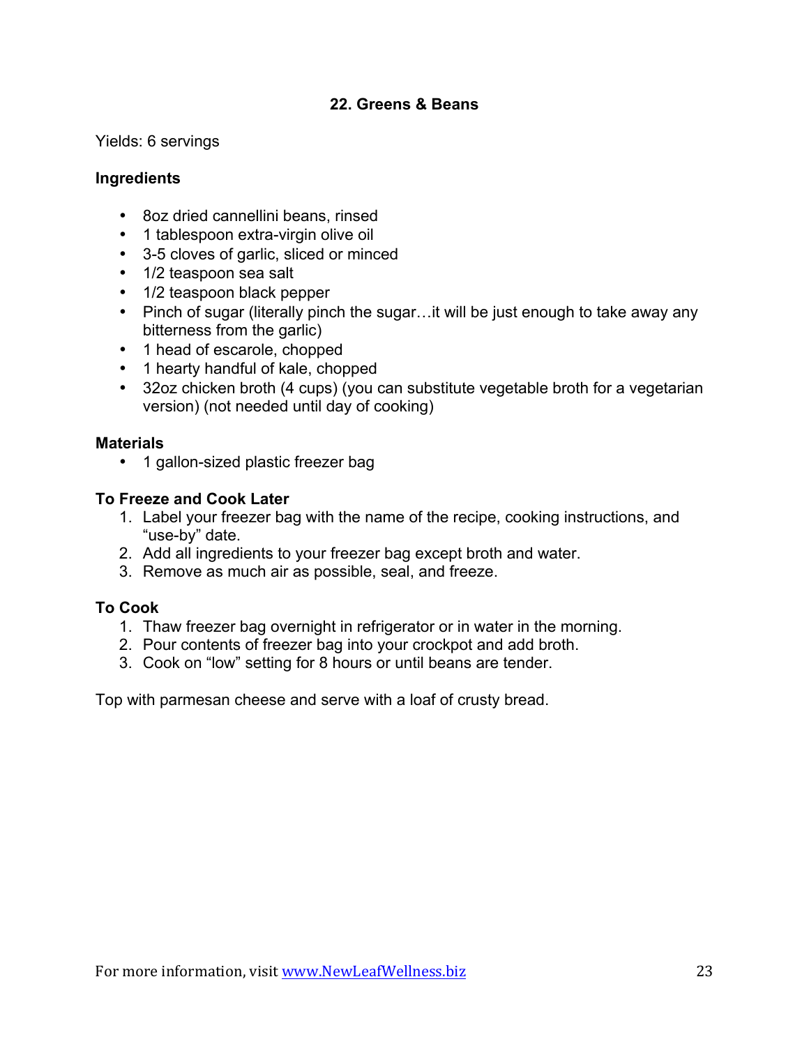## 22. Greens & Beans

Yields: 6 servings

### Ingredients

- 8oz dried cannellini beans, rinsed
- 1 tablespoon extra-virgin olive oil
- 3-5 cloves of garlic, sliced or minced
- 1/2 teaspoon sea salt
- 1/2 teaspoon black pepper
- Pinch of sugar (literally pinch the sugar…it will be just enough to take away any bitterness from the garlic)
- 1 head of escarole, chopped
- 1 hearty handful of kale, chopped
- 32oz chicken broth (4 cups) (you can substitute vegetable broth for a vegetarian version) (not needed until day of cooking)

### Materials

- 1 gallon-sized plastic freezer bag

### To Freeze and Cook Later

1. Label your freezer bag with the name of the recipe, cooking instructions, and "use-by" date.
2. Add all ingredients to your freezer bag except broth and water.
3. Remove as much air as possible, seal, and freeze.

### To Cook

1. Thaw freezer bag overnight in refrigerator or in water in the morning.
2. Pour contents of freezer bag into your crockpot and add broth.
3. Cook on "low" setting for 8 hours or until beans are tender.

Top with parmesan cheese and serve with a loaf of crusty bread.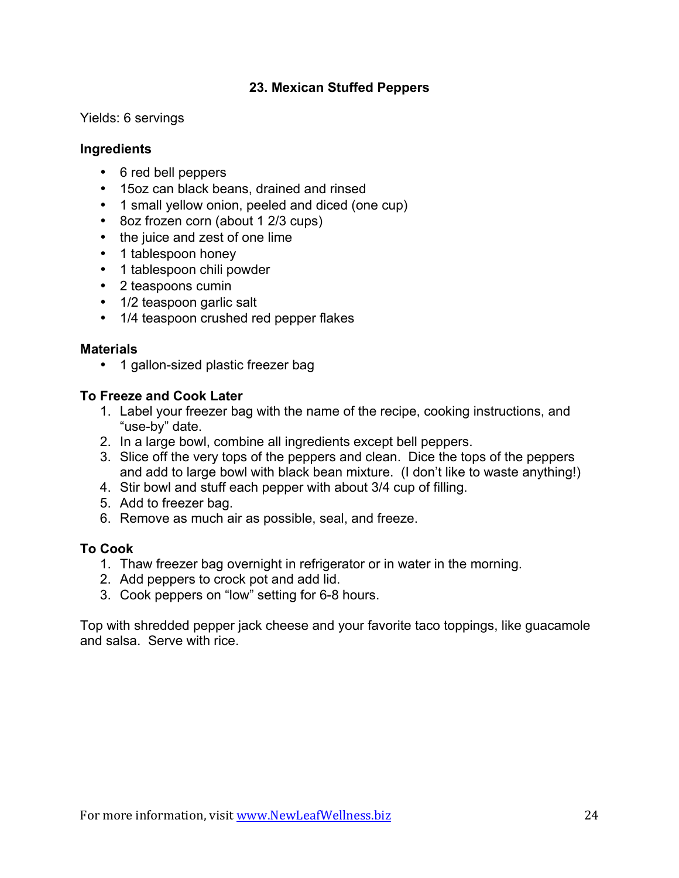## 23. Mexican Stuffed Peppers

Yields: 6 servings

### Ingredients

- 6 red bell peppers
- 15oz can black beans, drained and rinsed
- 1 small yellow onion, peeled and diced (one cup)
- 8oz frozen corn (about 1 2/3 cups)
- the juice and zest of one lime
- 1 tablespoon honey
- 1 tablespoon chili powder
- 2 teaspoons cumin
- 1/2 teaspoon garlic salt
- 1/4 teaspoon crushed red pepper flakes

### Materials

- 1 gallon-sized plastic freezer bag

### To Freeze and Cook Later

1. Label your freezer bag with the name of the recipe, cooking instructions, and "use-by" date.
2. In a large bowl, combine all ingredients except bell peppers.
3. Slice off the very tops of the peppers and clean. Dice the tops of the peppers and add to large bowl with black bean mixture. (I don't like to waste anything!)
4. Stir bowl and stuff each pepper with about 3/4 cup of filling.
5. Add to freezer bag.
6. Remove as much air as possible, seal, and freeze.

### To Cook

1. Thaw freezer bag overnight in refrigerator or in water in the morning.
2. Add peppers to crock pot and add lid.
3. Cook peppers on "low" setting for 6-8 hours.

Top with shredded pepper jack cheese and your favorite taco toppings, like guacamole and salsa. Serve with rice.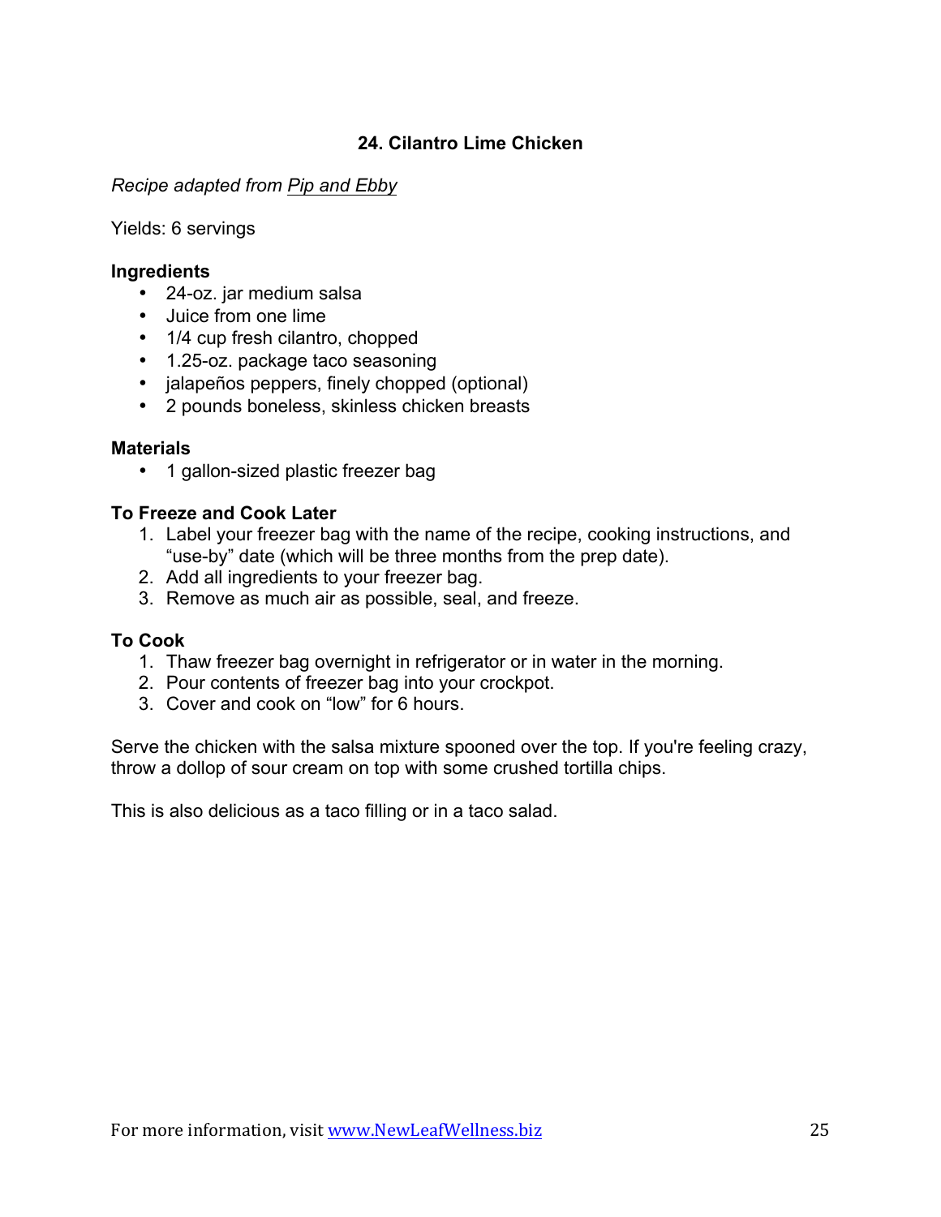## 24. Cilantro Lime Chicken

*Recipe adapted from Pip and Ebby*

Yields: 6 servings

**Ingredients**

- 24-oz. jar medium salsa
- Juice from one lime
- 1/4 cup fresh cilantro, chopped
- 1.25-oz. package taco seasoning
- jalapeños peppers, finely chopped (optional)
- 2 pounds boneless, skinless chicken breasts

**Materials**

- 1 gallon-sized plastic freezer bag

**To Freeze and Cook Later**

1. Label your freezer bag with the name of the recipe, cooking instructions, and "use-by" date (which will be three months from the prep date).
2. Add all ingredients to your freezer bag.
3. Remove as much air as possible, seal, and freeze.

**To Cook**

1. Thaw freezer bag overnight in refrigerator or in water in the morning.
2. Pour contents of freezer bag into your crockpot.
3. Cover and cook on "low" for 6 hours.

Serve the chicken with the salsa mixture spooned over the top. If you're feeling crazy, throw a dollop of sour cream on top with some crushed tortilla chips.

This is also delicious as a taco filling or in a taco salad.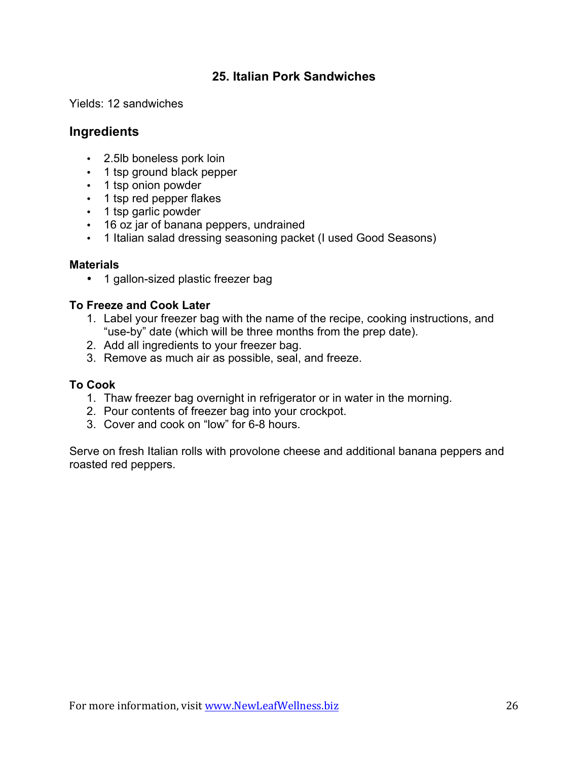## 25. Italian Pork Sandwiches

Yields: 12 sandwiches

### Ingredients

- 2.5lb boneless pork loin
- 1 tsp ground black pepper
- 1 tsp onion powder
- 1 tsp red pepper flakes
- 1 tsp garlic powder
- 16 oz jar of banana peppers, undrained
- 1 Italian salad dressing seasoning packet (I used Good Seasons)

**Materials**

- 1 gallon-sized plastic freezer bag

**To Freeze and Cook Later**

1. Label your freezer bag with the name of the recipe, cooking instructions, and "use-by" date (which will be three months from the prep date).
2. Add all ingredients to your freezer bag.
3. Remove as much air as possible, seal, and freeze.

**To Cook**

1. Thaw freezer bag overnight in refrigerator or in water in the morning.
2. Pour contents of freezer bag into your crockpot.
3. Cover and cook on "low" for 6-8 hours.

Serve on fresh Italian rolls with provolone cheese and additional banana peppers and roasted red peppers.

For more information, visit www.NewLeafWellness.biz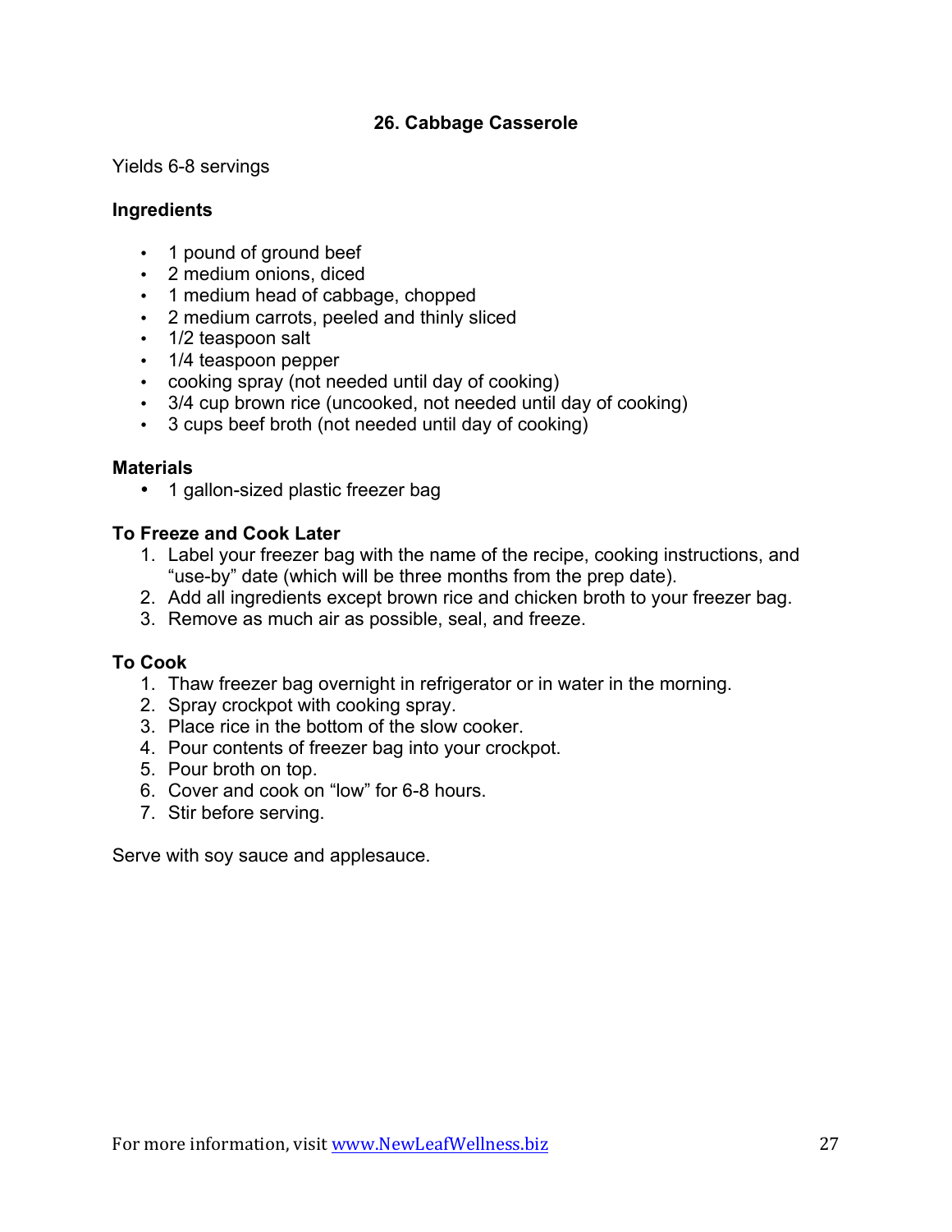## 26. Cabbage Casserole

Yields 6-8 servings

### Ingredients

- 1 pound of ground beef
- 2 medium onions, diced
- 1 medium head of cabbage, chopped
- 2 medium carrots, peeled and thinly sliced
- 1/2 teaspoon salt
- 1/4 teaspoon pepper
- cooking spray (not needed until day of cooking)
- 3/4 cup brown rice (uncooked, not needed until day of cooking)
- 3 cups beef broth (not needed until day of cooking)

### Materials

- 1 gallon-sized plastic freezer bag

### To Freeze and Cook Later

1. Label your freezer bag with the name of the recipe, cooking instructions, and "use-by" date (which will be three months from the prep date).
2. Add all ingredients except brown rice and chicken broth to your freezer bag.
3. Remove as much air as possible, seal, and freeze.

### To Cook

1. Thaw freezer bag overnight in refrigerator or in water in the morning.
2. Spray crockpot with cooking spray.
3. Place rice in the bottom of the slow cooker.
4. Pour contents of freezer bag into your crockpot.
5. Pour broth on top.
6. Cover and cook on "low" for 6-8 hours.
7. Stir before serving.

Serve with soy sauce and applesauce.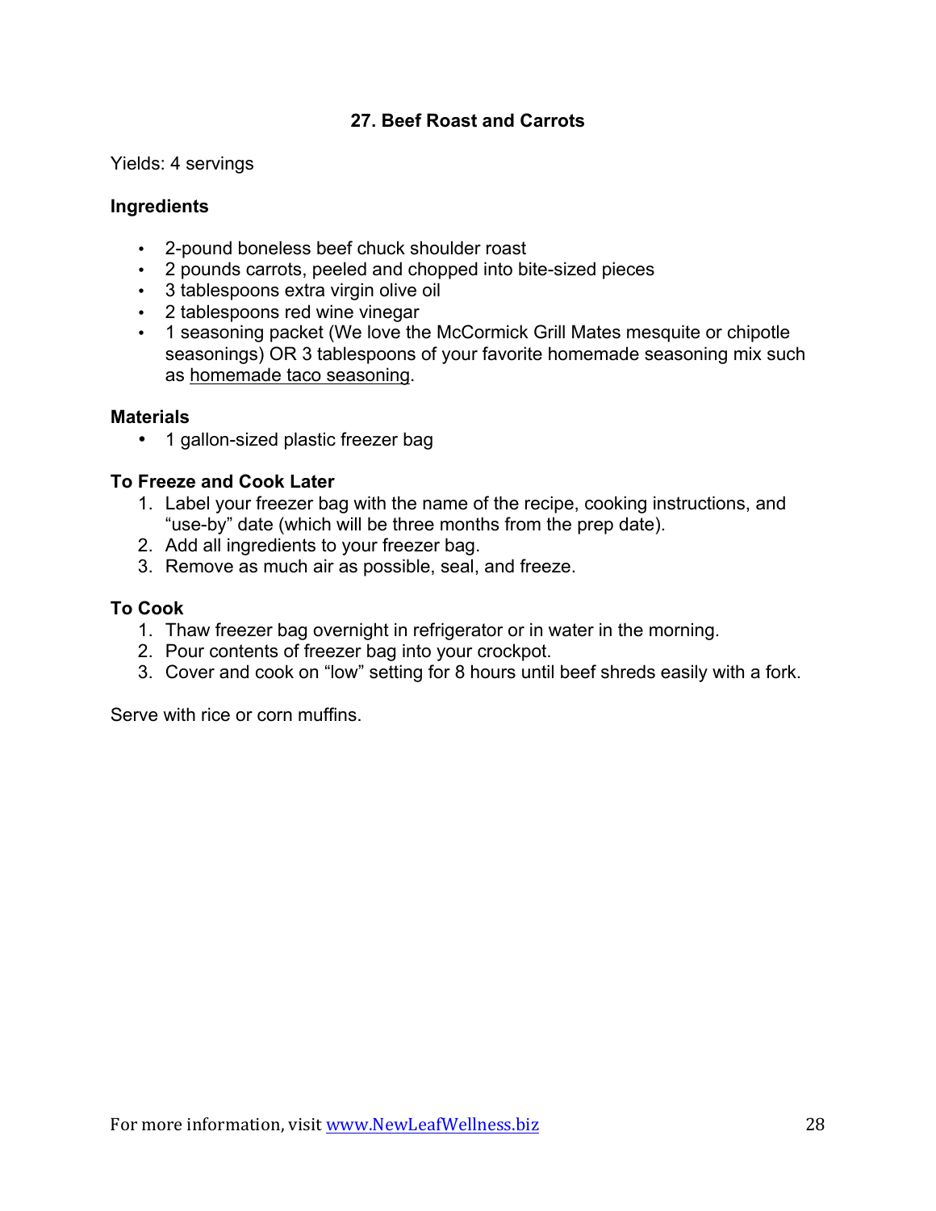## 27. Beef Roast and Carrots

Yields: 4 servings

### Ingredients

- 2-pound boneless beef chuck shoulder roast
- 2 pounds carrots, peeled and chopped into bite-sized pieces
- 3 tablespoons extra virgin olive oil
- 2 tablespoons red wine vinegar
- 1 seasoning packet (We love the McCormick Grill Mates mesquite or chipotle seasonings) OR 3 tablespoons of your favorite homemade seasoning mix such as homemade taco seasoning.

### Materials

- 1 gallon-sized plastic freezer bag

### To Freeze and Cook Later

1. Label your freezer bag with the name of the recipe, cooking instructions, and "use-by" date (which will be three months from the prep date).
2. Add all ingredients to your freezer bag.
3. Remove as much air as possible, seal, and freeze.

### To Cook

1. Thaw freezer bag overnight in refrigerator or in water in the morning.
2. Pour contents of freezer bag into your crockpot.
3. Cover and cook on "low" setting for 8 hours until beef shreds easily with a fork.

Serve with rice or corn muffins.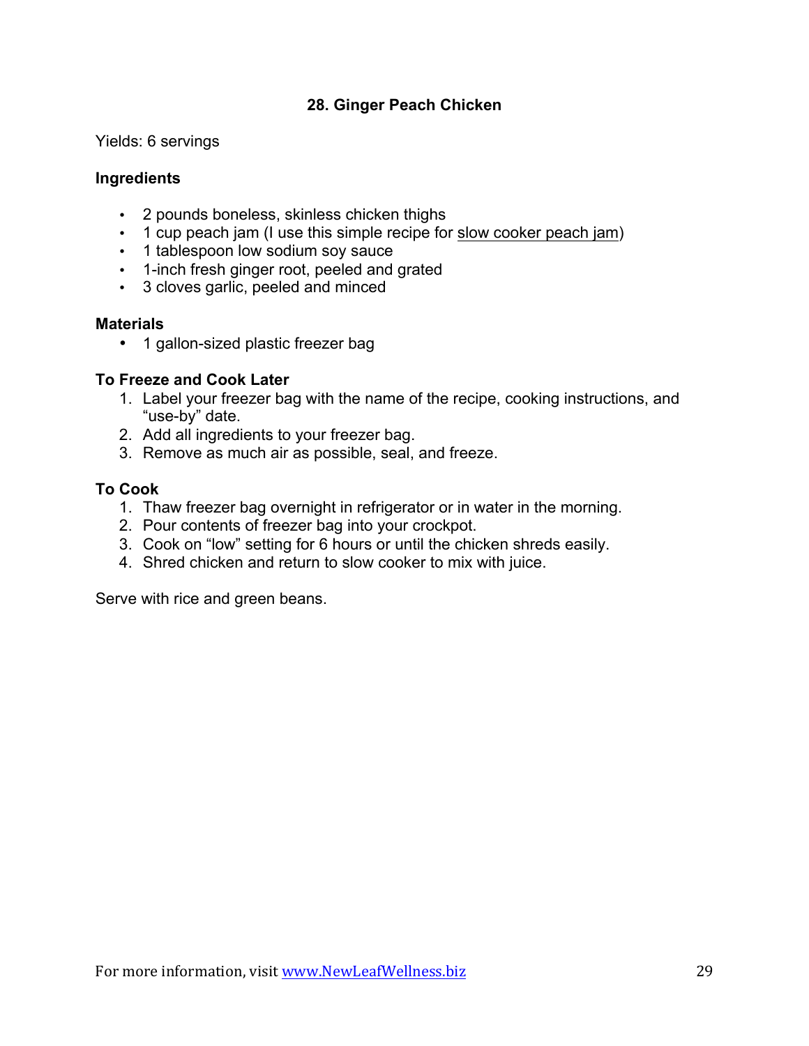## 28. Ginger Peach Chicken

Yields: 6 servings

**Ingredients**

- 2 pounds boneless, skinless chicken thighs
- 1 cup peach jam (I use this simple recipe for slow cooker peach jam)
- 1 tablespoon low sodium soy sauce
- 1-inch fresh ginger root, peeled and grated
- 3 cloves garlic, peeled and minced

**Materials**

- 1 gallon-sized plastic freezer bag

**To Freeze and Cook Later**

1. Label your freezer bag with the name of the recipe, cooking instructions, and "use-by" date.
2. Add all ingredients to your freezer bag.
3. Remove as much air as possible, seal, and freeze.

**To Cook**

1. Thaw freezer bag overnight in refrigerator or in water in the morning.
2. Pour contents of freezer bag into your crockpot.
3. Cook on "low" setting for 6 hours or until the chicken shreds easily.
4. Shred chicken and return to slow cooker to mix with juice.

Serve with rice and green beans.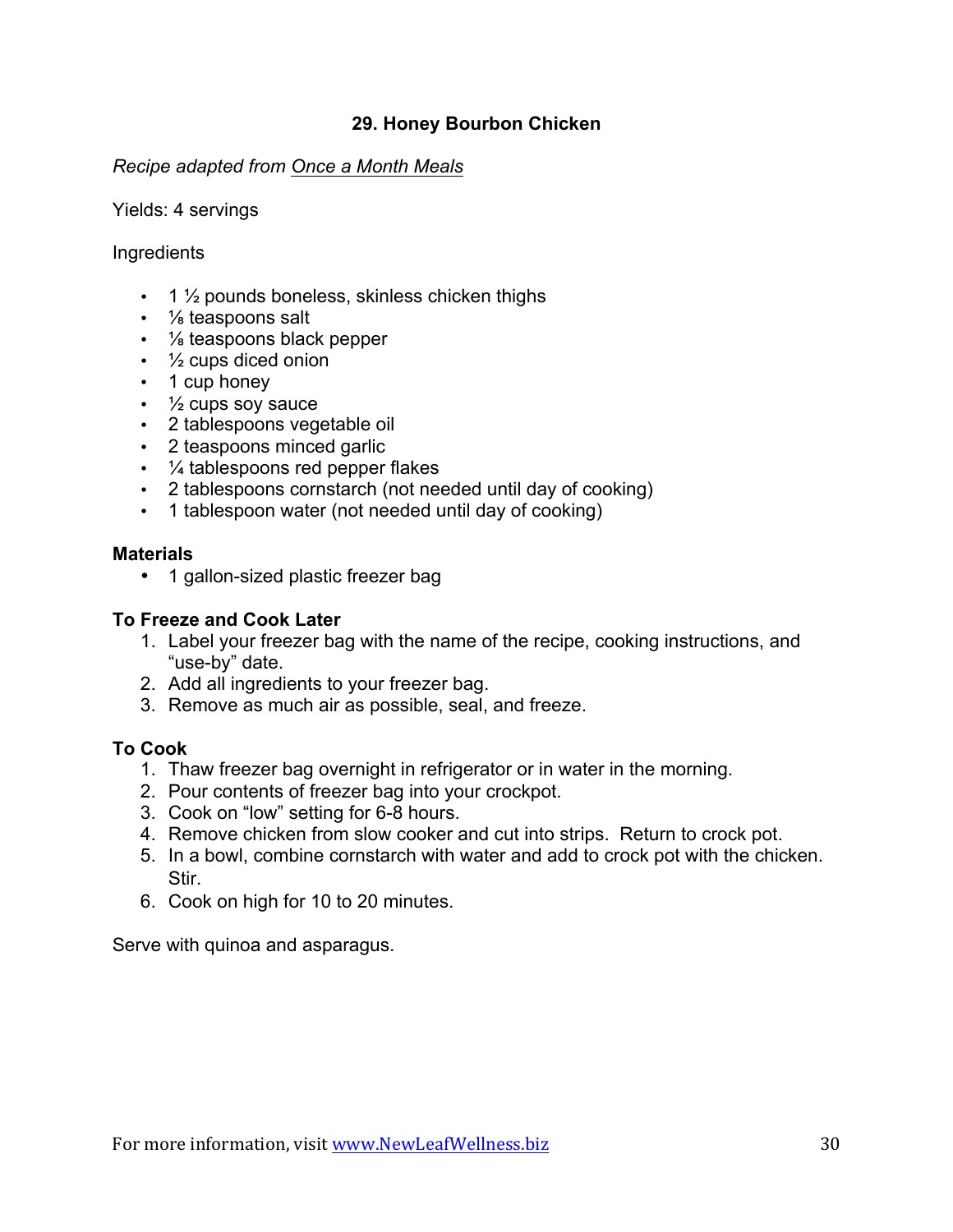## 29. Honey Bourbon Chicken

*Recipe adapted from Once a Month Meals*

Yields: 4 servings

Ingredients

- 1 ½ pounds boneless, skinless chicken thighs
- ⅛ teaspoons salt
- ⅛ teaspoons black pepper
- ½ cups diced onion
- 1 cup honey
- ½ cups soy sauce
- 2 tablespoons vegetable oil
- 2 teaspoons minced garlic
- ¼ tablespoons red pepper flakes
- 2 tablespoons cornstarch (not needed until day of cooking)
- 1 tablespoon water (not needed until day of cooking)

**Materials**

- 1 gallon-sized plastic freezer bag

**To Freeze and Cook Later**

1. Label your freezer bag with the name of the recipe, cooking instructions, and "use-by" date.
2. Add all ingredients to your freezer bag.
3. Remove as much air as possible, seal, and freeze.

**To Cook**

1. Thaw freezer bag overnight in refrigerator or in water in the morning.
2. Pour contents of freezer bag into your crockpot.
3. Cook on "low" setting for 6-8 hours.
4. Remove chicken from slow cooker and cut into strips. Return to crock pot.
5. In a bowl, combine cornstarch with water and add to crock pot with the chicken. Stir.
6. Cook on high for 10 to 20 minutes.

Serve with quinoa and asparagus.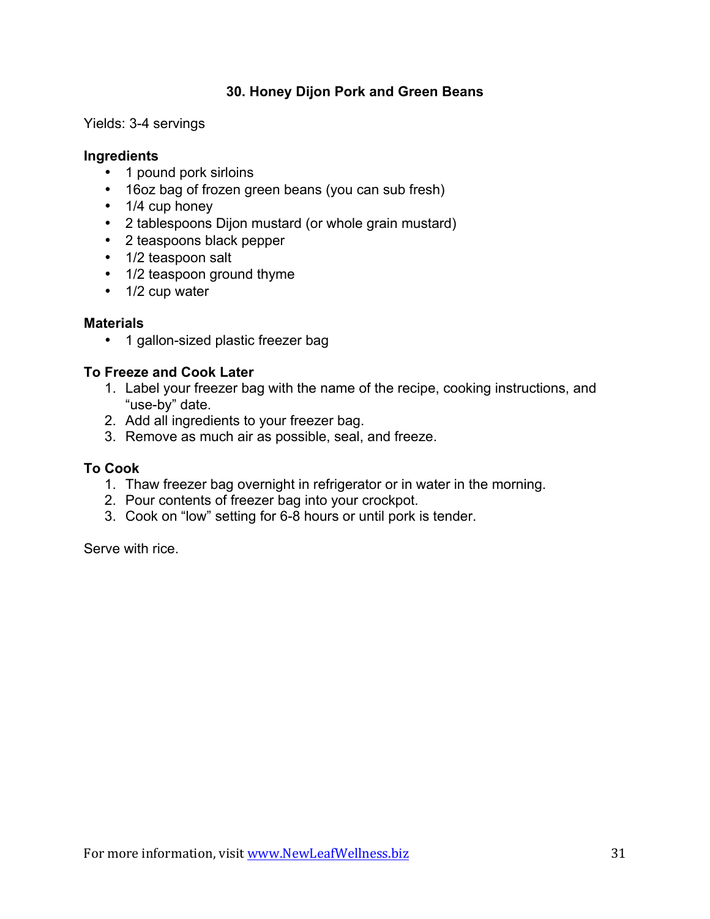## 30. Honey Dijon Pork and Green Beans

Yields: 3-4 servings

**Ingredients**

- 1 pound pork sirloins
- 16oz bag of frozen green beans (you can sub fresh)
- 1/4 cup honey
- 2 tablespoons Dijon mustard (or whole grain mustard)
- 2 teaspoons black pepper
- 1/2 teaspoon salt
- 1/2 teaspoon ground thyme
- 1/2 cup water

**Materials**

- 1 gallon-sized plastic freezer bag

**To Freeze and Cook Later**

1. Label your freezer bag with the name of the recipe, cooking instructions, and "use-by" date.
2. Add all ingredients to your freezer bag.
3. Remove as much air as possible, seal, and freeze.

**To Cook**

1. Thaw freezer bag overnight in refrigerator or in water in the morning.
2. Pour contents of freezer bag into your crockpot.
3. Cook on "low" setting for 6-8 hours or until pork is tender.

Serve with rice.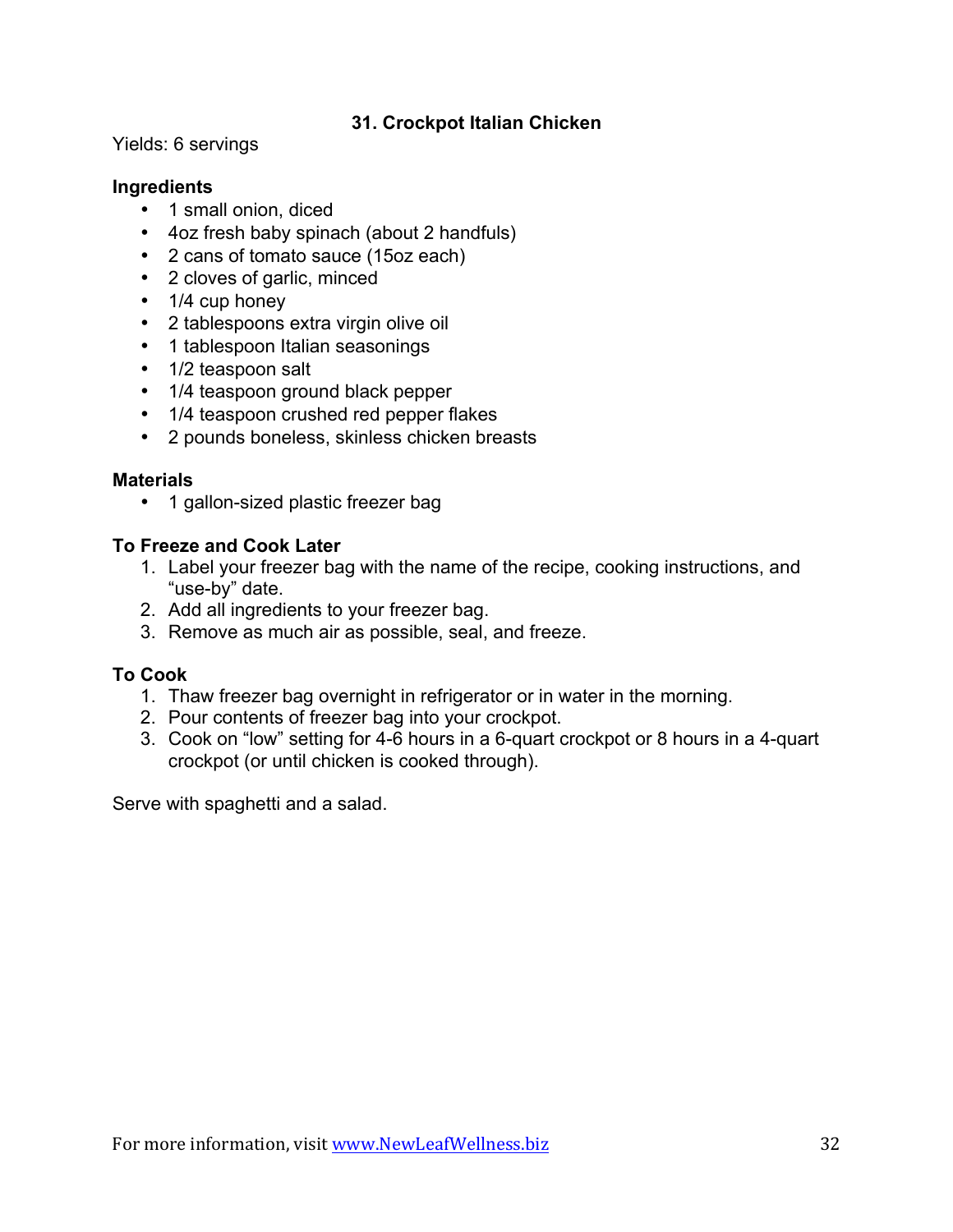## 31. Crockpot Italian Chicken

Yields: 6 servings

**Ingredients**

- 1 small onion, diced
- 4oz fresh baby spinach (about 2 handfuls)
- 2 cans of tomato sauce (15oz each)
- 2 cloves of garlic, minced
- 1/4 cup honey
- 2 tablespoons extra virgin olive oil
- 1 tablespoon Italian seasonings
- 1/2 teaspoon salt
- 1/4 teaspoon ground black pepper
- 1/4 teaspoon crushed red pepper flakes
- 2 pounds boneless, skinless chicken breasts

**Materials**

- 1 gallon-sized plastic freezer bag

**To Freeze and Cook Later**

1. Label your freezer bag with the name of the recipe, cooking instructions, and "use-by" date.
2. Add all ingredients to your freezer bag.
3. Remove as much air as possible, seal, and freeze.

**To Cook**

1. Thaw freezer bag overnight in refrigerator or in water in the morning.
2. Pour contents of freezer bag into your crockpot.
3. Cook on "low" setting for 4-6 hours in a 6-quart crockpot or 8 hours in a 4-quart crockpot (or until chicken is cooked through).

Serve with spaghetti and a salad.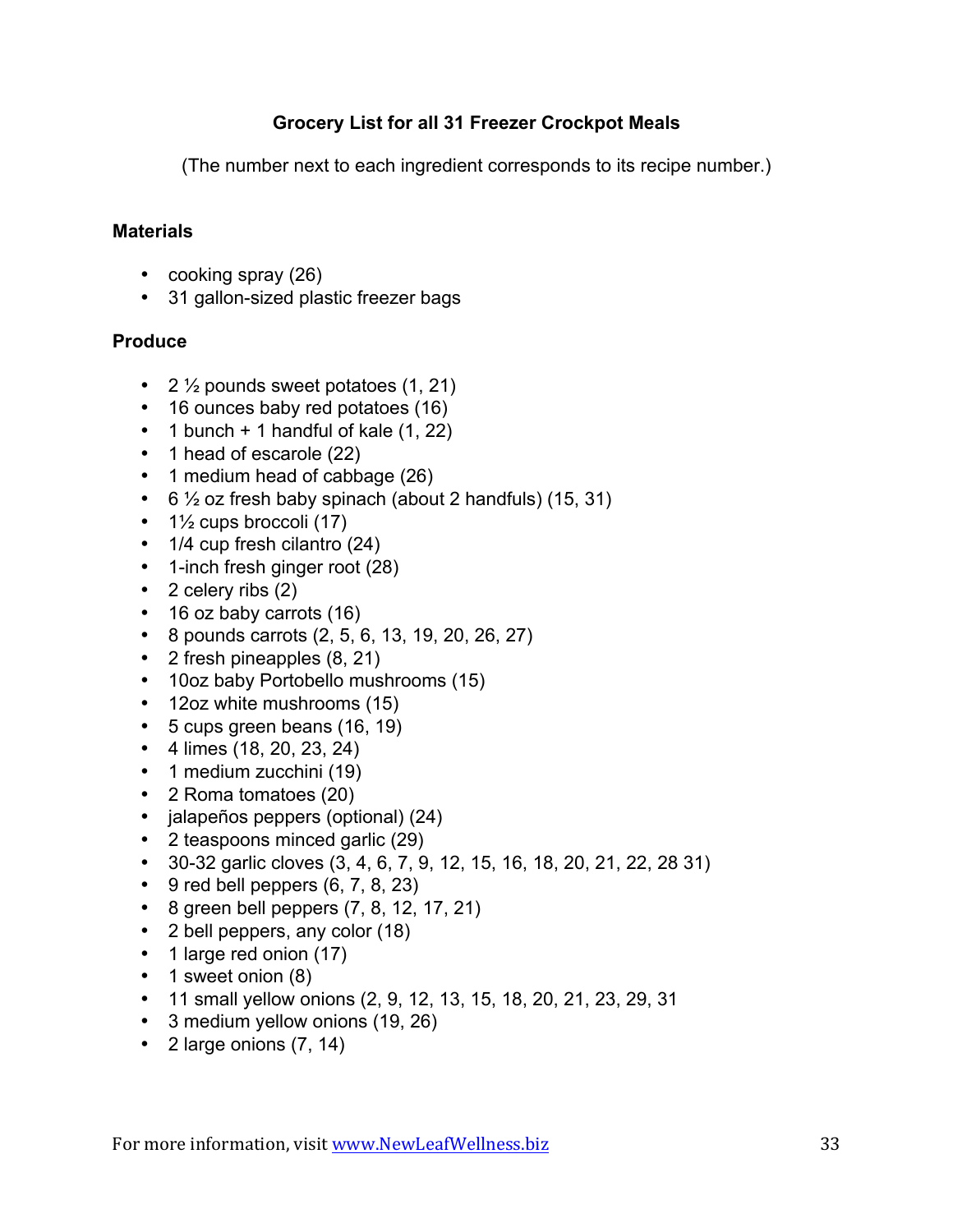### Grocery List for all 31 Freezer Crockpot Meals

(The number next to each ingredient corresponds to its recipe number.)

**Materials**

- cooking spray (26)
- 31 gallon-sized plastic freezer bags

**Produce**

- 2 ½ pounds sweet potatoes (1, 21)
- 16 ounces baby red potatoes (16)
- 1 bunch + 1 handful of kale (1, 22)
- 1 head of escarole (22)
- 1 medium head of cabbage (26)
- 6 ½ oz fresh baby spinach (about 2 handfuls) (15, 31)
- 1½ cups broccoli (17)
- 1/4 cup fresh cilantro (24)
- 1-inch fresh ginger root (28)
- 2 celery ribs (2)
- 16 oz baby carrots (16)
- 8 pounds carrots (2, 5, 6, 13, 19, 20, 26, 27)
- 2 fresh pineapples (8, 21)
- 10oz baby Portobello mushrooms (15)
- 12oz white mushrooms (15)
- 5 cups green beans (16, 19)
- 4 limes (18, 20, 23, 24)
- 1 medium zucchini (19)
- 2 Roma tomatoes (20)
- jalapeños peppers (optional) (24)
- 2 teaspoons minced garlic (29)
- 30-32 garlic cloves (3, 4, 6, 7, 9, 12, 15, 16, 18, 20, 21, 22, 28 31)
- 9 red bell peppers (6, 7, 8, 23)
- 8 green bell peppers (7, 8, 12, 17, 21)
- 2 bell peppers, any color (18)
- 1 large red onion (17)
- 1 sweet onion (8)
- 11 small yellow onions (2, 9, 12, 13, 15, 18, 20, 21, 23, 29, 31
- 3 medium yellow onions (19, 26)
- 2 large onions (7, 14)

For more information, visit www.NewLeafWellness.biz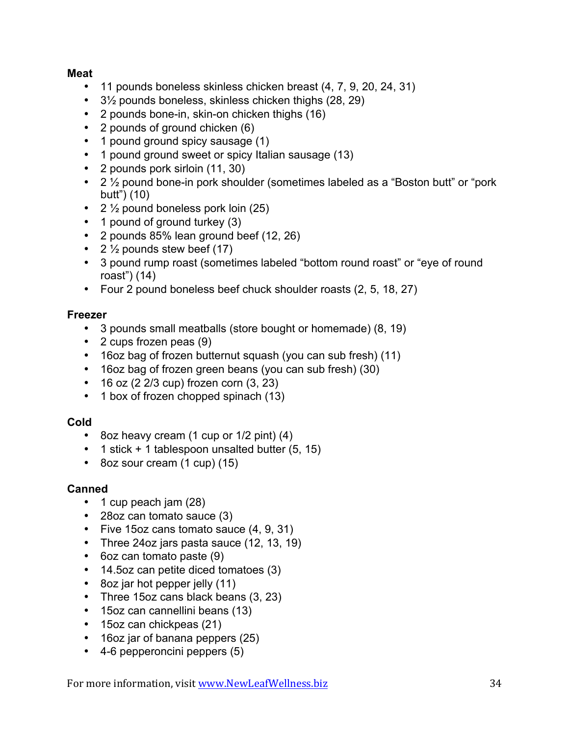**Meat**

- 11 pounds boneless skinless chicken breast (4, 7, 9, 20, 24, 31)
- 3½ pounds boneless, skinless chicken thighs (28, 29)
- 2 pounds bone-in, skin-on chicken thighs (16)
- 2 pounds of ground chicken (6)
- 1 pound ground spicy sausage (1)
- 1 pound ground sweet or spicy Italian sausage (13)
- 2 pounds pork sirloin (11, 30)
- 2 ½ pound bone-in pork shoulder (sometimes labeled as a "Boston butt" or "pork butt") (10)
- 2 ½ pound boneless pork loin (25)
- 1 pound of ground turkey (3)
- 2 pounds 85% lean ground beef (12, 26)
- 2 ½ pounds stew beef (17)
- 3 pound rump roast (sometimes labeled "bottom round roast" or "eye of round roast") (14)
- Four 2 pound boneless beef chuck shoulder roasts (2, 5, 18, 27)

**Freezer**

- 3 pounds small meatballs (store bought or homemade) (8, 19)
- 2 cups frozen peas (9)
- 16oz bag of frozen butternut squash (you can sub fresh) (11)
- 16oz bag of frozen green beans (you can sub fresh) (30)
- 16 oz (2 2/3 cup) frozen corn (3, 23)
- 1 box of frozen chopped spinach (13)

**Cold**

- 8oz heavy cream (1 cup or 1/2 pint) (4)
- 1 stick + 1 tablespoon unsalted butter (5, 15)
- 8oz sour cream (1 cup) (15)

**Canned**

- 1 cup peach jam (28)
- 28oz can tomato sauce (3)
- Five 15oz cans tomato sauce (4, 9, 31)
- Three 24oz jars pasta sauce (12, 13, 19)
- 6oz can tomato paste (9)
- 14.5oz can petite diced tomatoes (3)
- 8oz jar hot pepper jelly (11)
- Three 15oz cans black beans (3, 23)
- 15oz can cannellini beans (13)
- 15oz can chickpeas (21)
- 16oz jar of banana peppers (25)
- 4-6 pepperoncini peppers (5)

For more information, visit www.NewLeafWellness.biz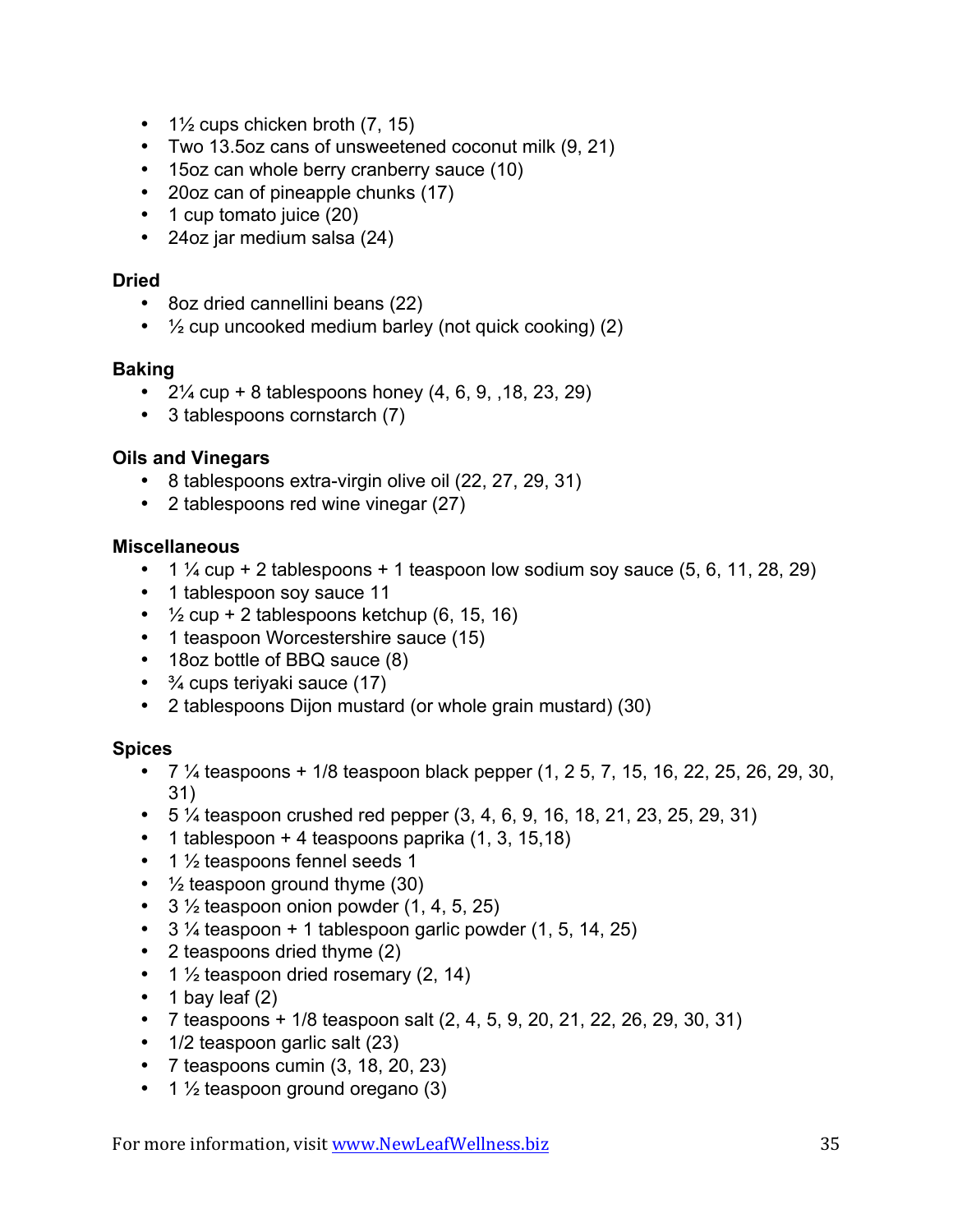- 1½ cups chicken broth (7, 15)
- Two 13.5oz cans of unsweetened coconut milk (9, 21)
- 15oz can whole berry cranberry sauce (10)
- 20oz can of pineapple chunks (17)
- 1 cup tomato juice (20)
- 24oz jar medium salsa (24)

**Dried**

- 8oz dried cannellini beans (22)
- ½ cup uncooked medium barley (not quick cooking) (2)

**Baking**

- 2¼ cup + 8 tablespoons honey (4, 6, 9, ,18, 23, 29)
- 3 tablespoons cornstarch (7)

**Oils and Vinegars**

- 8 tablespoons extra-virgin olive oil (22, 27, 29, 31)
- 2 tablespoons red wine vinegar (27)

**Miscellaneous**

- 1 ¼ cup + 2 tablespoons + 1 teaspoon low sodium soy sauce (5, 6, 11, 28, 29)
- 1 tablespoon soy sauce 11
- ½ cup + 2 tablespoons ketchup (6, 15, 16)
- 1 teaspoon Worcestershire sauce (15)
- 18oz bottle of BBQ sauce (8)
- ¾ cups teriyaki sauce (17)
- 2 tablespoons Dijon mustard (or whole grain mustard) (30)

**Spices**

- 7 ¼ teaspoons + 1/8 teaspoon black pepper (1, 2 5, 7, 15, 16, 22, 25, 26, 29, 30, 31)
- 5 ¼ teaspoon crushed red pepper (3, 4, 6, 9, 16, 18, 21, 23, 25, 29, 31)
- 1 tablespoon + 4 teaspoons paprika (1, 3, 15,18)
- 1 ½ teaspoons fennel seeds 1
- ½ teaspoon ground thyme (30)
- 3 ½ teaspoon onion powder (1, 4, 5, 25)
- 3 ¼ teaspoon + 1 tablespoon garlic powder (1, 5, 14, 25)
- 2 teaspoons dried thyme (2)
- 1 ½ teaspoon dried rosemary (2, 14)
- 1 bay leaf (2)
- 7 teaspoons + 1/8 teaspoon salt (2, 4, 5, 9, 20, 21, 22, 26, 29, 30, 31)
- 1/2 teaspoon garlic salt (23)
- 7 teaspoons cumin (3, 18, 20, 23)
- 1 ½ teaspoon ground oregano (3)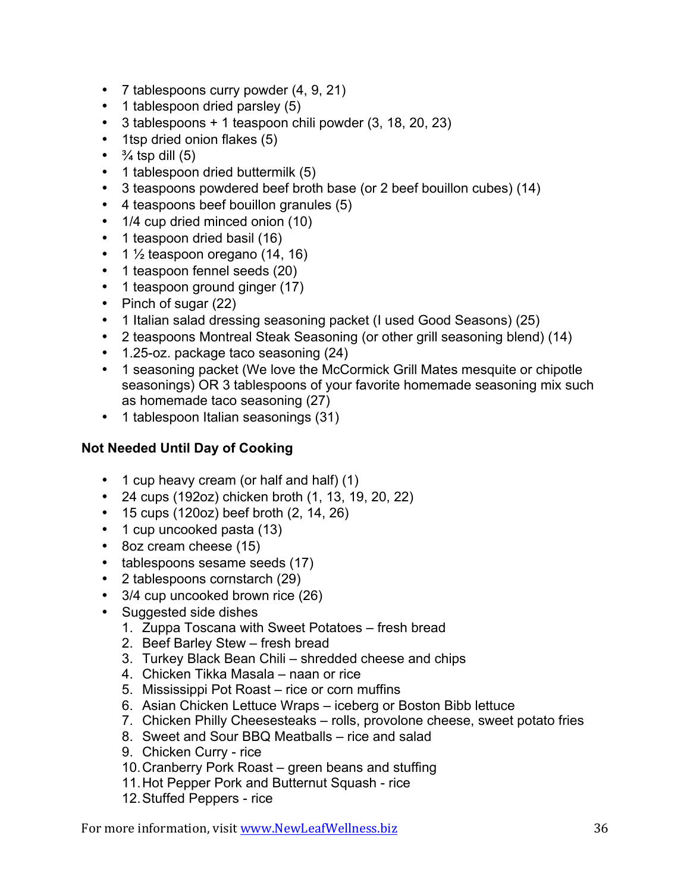- 7 tablespoons curry powder (4, 9, 21)
- 1 tablespoon dried parsley (5)
- 3 tablespoons + 1 teaspoon chili powder (3, 18, 20, 23)
- 1tsp dried onion flakes (5)
- ¾ tsp dill (5)
- 1 tablespoon dried buttermilk (5)
- 3 teaspoons powdered beef broth base (or 2 beef bouillon cubes) (14)
- 4 teaspoons beef bouillon granules (5)
- 1/4 cup dried minced onion (10)
- 1 teaspoon dried basil (16)
- 1 ½ teaspoon oregano (14, 16)
- 1 teaspoon fennel seeds (20)
- 1 teaspoon ground ginger (17)
- Pinch of sugar (22)
- 1 Italian salad dressing seasoning packet (I used Good Seasons) (25)
- 2 teaspoons Montreal Steak Seasoning (or other grill seasoning blend) (14)
- 1.25-oz. package taco seasoning (24)
- 1 seasoning packet (We love the McCormick Grill Mates mesquite or chipotle seasonings) OR 3 tablespoons of your favorite homemade seasoning mix such as homemade taco seasoning (27)
- 1 tablespoon Italian seasonings (31)

**Not Needed Until Day of Cooking**

- 1 cup heavy cream (or half and half) (1)
- 24 cups (192oz) chicken broth (1, 13, 19, 20, 22)
- 15 cups (120oz) beef broth (2, 14, 26)
- 1 cup uncooked pasta (13)
- 8oz cream cheese (15)
- tablespoons sesame seeds (17)
- 2 tablespoons cornstarch (29)
- 3/4 cup uncooked brown rice (26)
- Suggested side dishes
  1. Zuppa Toscana with Sweet Potatoes – fresh bread
  2. Beef Barley Stew – fresh bread
  3. Turkey Black Bean Chili – shredded cheese and chips
  4. Chicken Tikka Masala – naan or rice
  5. Mississippi Pot Roast – rice or corn muffins
  6. Asian Chicken Lettuce Wraps – iceberg or Boston Bibb lettuce
  7. Chicken Philly Cheesesteaks – rolls, provolone cheese, sweet potato fries
  8. Sweet and Sour BBQ Meatballs – rice and salad
  9. Chicken Curry - rice
  10. Cranberry Pork Roast – green beans and stuffing
  11. Hot Pepper Pork and Butternut Squash - rice
  12. Stuffed Peppers - rice

For more information, visit www.NewLeafWellness.biz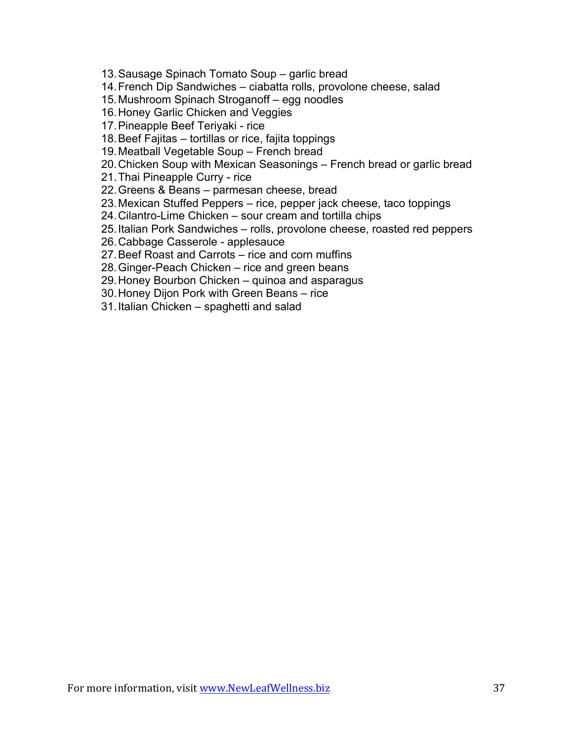13. Sausage Spinach Tomato Soup – garlic bread
14. French Dip Sandwiches – ciabatta rolls, provolone cheese, salad
15. Mushroom Spinach Stroganoff – egg noodles
16. Honey Garlic Chicken and Veggies
17. Pineapple Beef Teriyaki - rice
18. Beef Fajitas – tortillas or rice, fajita toppings
19. Meatball Vegetable Soup – French bread
20. Chicken Soup with Mexican Seasonings – French bread or garlic bread
21. Thai Pineapple Curry - rice
22. Greens & Beans – parmesan cheese, bread
23. Mexican Stuffed Peppers – rice, pepper jack cheese, taco toppings
24. Cilantro-Lime Chicken – sour cream and tortilla chips
25. Italian Pork Sandwiches – rolls, provolone cheese, roasted red peppers
26. Cabbage Casserole - applesauce
27. Beef Roast and Carrots – rice and corn muffins
28. Ginger-Peach Chicken – rice and green beans
29. Honey Bourbon Chicken – quinoa and asparagus
30. Honey Dijon Pork with Green Beans – rice
31. Italian Chicken – spaghetti and salad